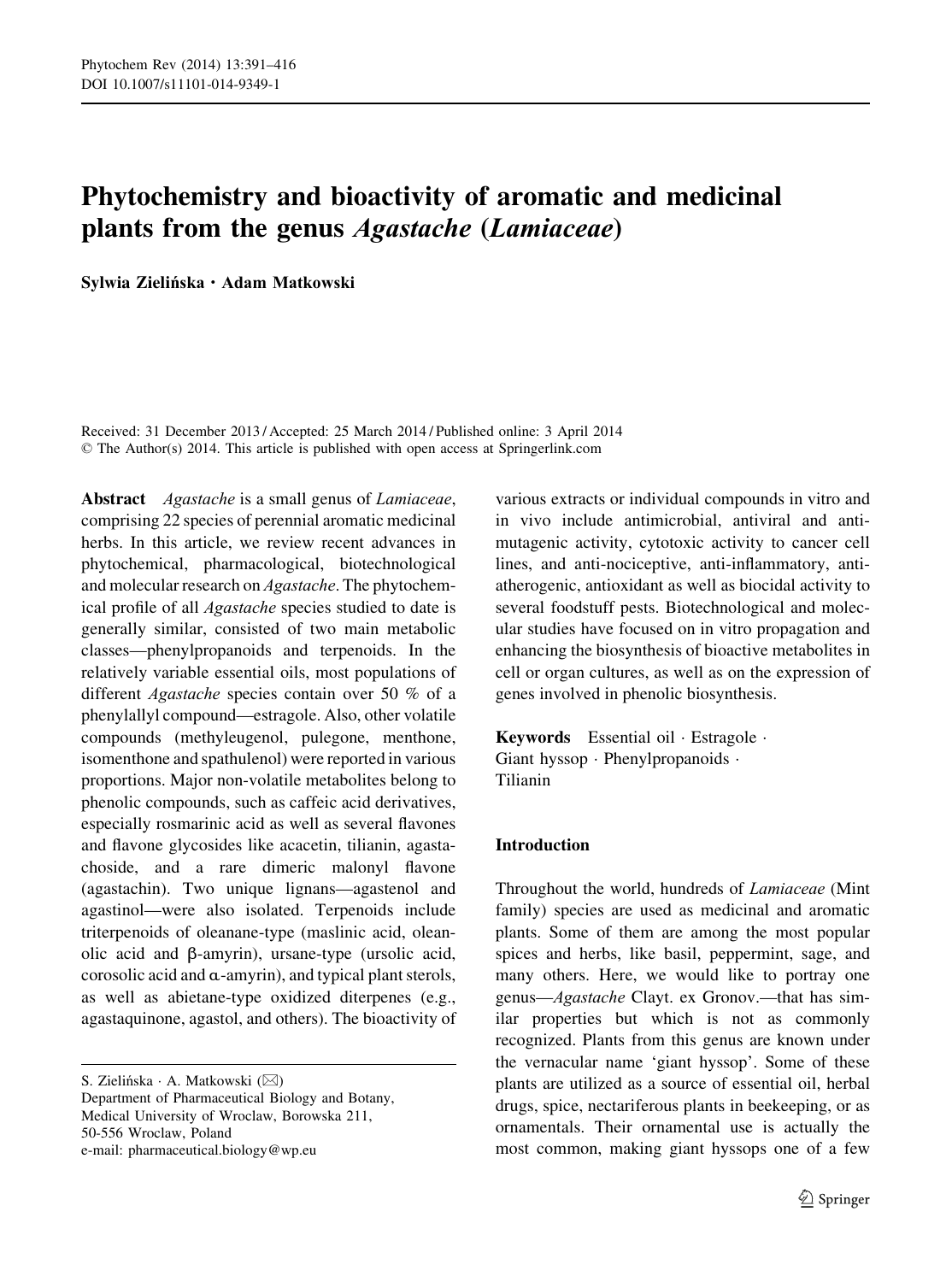# Phytochemistry and bioactivity of aromatic and medicinal plants from the genus *Agastache* (*Lamiaceae*)

**Sylwia Zielińska · Adam Matkowski**

Received: 31 December 2013 / Accepted: 25 March 2014 / Published online: 3 April 2014
© The Author(s) 2014. This article is published with open access at Springerlink.com

**Abstract** *Agastache* is a small genus of *Lamiaceae*, comprising 22 species of perennial aromatic medicinal herbs. In this article, we review recent advances in phytochemical, pharmacological, biotechnological and molecular research on *Agastache*. The phytochemical profile of all *Agastache* species studied to date is generally similar, consisted of two main metabolic classes—phenylpropanoids and terpenoids. In the relatively variable essential oils, most populations of different *Agastache* species contain over 50 % of a phenylallyl compound—estragole. Also, other volatile compounds (methyleugenol, pulegone, menthone, isomenthone and spathulenol) were reported in various proportions. Major non-volatile metabolites belong to phenolic compounds, such as caffeic acid derivatives, especially rosmarinic acid as well as several flavones and flavone glycosides like acacetin, tilianin, agastachoside, and a rare dimeric malonyl flavone (agastachin). Two unique lignans—agastenol and agastinol—were also isolated. Terpenoids include triterpenoids of oleanane-type (maslinic acid, oleanolic acid and β-amyrin), ursane-type (ursolic acid, corosolic acid and α-amyrin), and typical plant sterols, as well as abietane-type oxidized diterpenes (e.g., agastaquinone, agastol, and others). The bioactivity of various extracts or individual compounds in vitro and in vivo include antimicrobial, antiviral and antimutagenic activity, cytotoxic activity to cancer cell lines, and anti-nociceptive, anti-inflammatory, anti-atherogenic, antioxidant as well as biocidal activity to several foodstuff pests. Biotechnological and molecular studies have focused on in vitro propagation and enhancing the biosynthesis of bioactive metabolites in cell or organ cultures, as well as on the expression of genes involved in phenolic biosynthesis.

**Keywords** Essential oil · Estragole · Giant hyssop · Phenylpropanoids · Tilianin

S. Zielińska · A. Matkowski (✉)
Department of Pharmaceutical Biology and Botany, Medical University of Wroclaw, Borowska 211, 50-556 Wroclaw, Poland
e-mail: pharmaceutical.biology@wp.eu

## Introduction

Throughout the world, hundreds of *Lamiaceae* (Mint family) species are used as medicinal and aromatic plants. Some of them are among the most popular spices and herbs, like basil, peppermint, sage, and many others. Here, we would like to portray one genus—*Agastache* Clayt. ex Gronov.—that has similar properties but which is not as commonly recognized. Plants from this genus are known under the vernacular name 'giant hyssop'. Some of these plants are utilized as a source of essential oil, herbal drugs, spice, nectariferous plants in beekeeping, or as ornamentals. Their ornamental use is actually the most common, making giant hyssops one of a few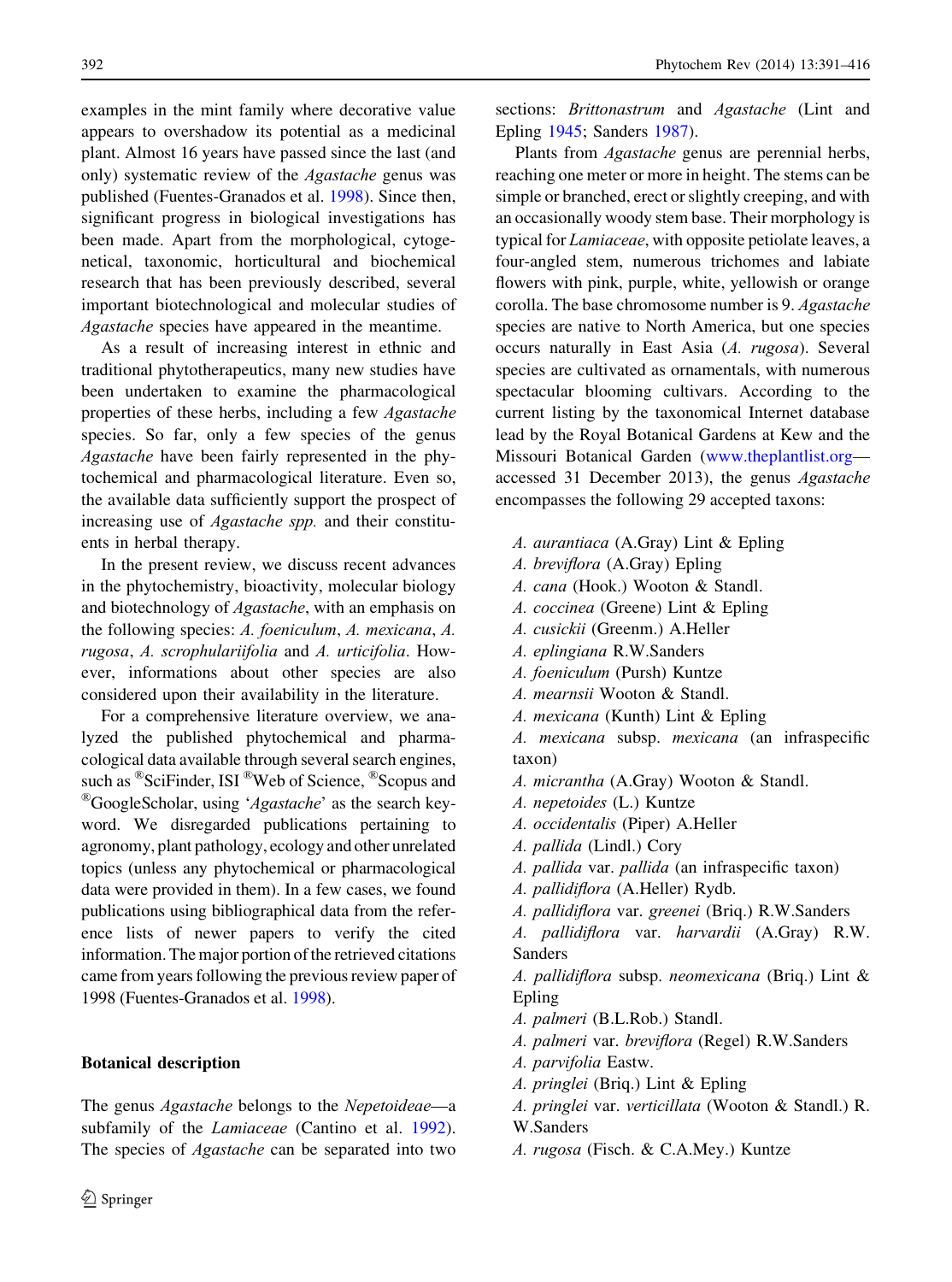examples in the mint family where decorative value appears to overshadow its potential as a medicinal plant. Almost 16 years have passed since the last (and only) systematic review of the *Agastache* genus was published (Fuentes-Granados et al. 1998). Since then, significant progress in biological investigations has been made. Apart from the morphological, cytogenetical, taxonomic, horticultural and biochemical research that has been previously described, several important biotechnological and molecular studies of *Agastache* species have appeared in the meantime.

As a result of increasing interest in ethnic and traditional phytotherapeutics, many new studies have been undertaken to examine the pharmacological properties of these herbs, including a few *Agastache* species. So far, only a few species of the genus *Agastache* have been fairly represented in the phytochemical and pharmacological literature. Even so, the available data sufficiently support the prospect of increasing use of *Agastache spp.* and their constituents in herbal therapy.

In the present review, we discuss recent advances in the phytochemistry, bioactivity, molecular biology and biotechnology of *Agastache*, with an emphasis on the following species: *A. foeniculum*, *A. mexicana*, *A. rugosa*, *A. scrophulariifolia* and *A. urticifolia*. However, informations about other species are also considered upon their availability in the literature.

For a comprehensive literature overview, we analyzed the published phytochemical and pharmacological data available through several search engines, such as ®SciFinder, ISI ®Web of Science, ®Scopus and ®GoogleScholar, using '*Agastache*' as the search keyword. We disregarded publications pertaining to agronomy, plant pathology, ecology and other unrelated topics (unless any phytochemical or pharmacological data were provided in them). In a few cases, we found publications using bibliographical data from the reference lists of newer papers to verify the cited information. The major portion of the retrieved citations came from years following the previous review paper of 1998 (Fuentes-Granados et al. 1998).

## Botanical description

The genus *Agastache* belongs to the *Nepetoideae*—a subfamily of the *Lamiaceae* (Cantino et al. 1992). The species of *Agastache* can be separated into two sections: *Brittonastrum* and *Agastache* (Lint and Epling 1945; Sanders 1987).

Plants from *Agastache* genus are perennial herbs, reaching one meter or more in height. The stems can be simple or branched, erect or slightly creeping, and with an occasionally woody stem base. Their morphology is typical for *Lamiaceae*, with opposite petiolate leaves, a four-angled stem, numerous trichomes and labiate flowers with pink, purple, white, yellowish or orange corolla. The base chromosome number is 9. *Agastache* species are native to North America, but one species occurs naturally in East Asia (*A. rugosa*). Several species are cultivated as ornamentals, with numerous spectacular blooming cultivars. According to the current listing by the taxonomical Internet database lead by the Royal Botanical Gardens at Kew and the Missouri Botanical Garden (www.theplantlist.org—accessed 31 December 2013), the genus *Agastache* encompasses the following 29 accepted taxons:

- *A. aurantiaca* (A.Gray) Lint & Epling
- *A. breviflora* (A.Gray) Epling
- *A. cana* (Hook.) Wooton & Standl.
- *A. coccinea* (Greene) Lint & Epling
- *A. cusickii* (Greenm.) A.Heller
- *A. eplingiana* R.W.Sanders
- *A. foeniculum* (Pursh) Kuntze
- *A. mearnsii* Wooton & Standl.
- *A. mexicana* (Kunth) Lint & Epling
- *A. mexicana* subsp. *mexicana* (an infraspecific taxon)
- *A. micrantha* (A.Gray) Wooton & Standl.
- *A. nepetoides* (L.) Kuntze
- *A. occidentalis* (Piper) A.Heller
- *A. pallida* (Lindl.) Cory
- *A. pallida* var. *pallida* (an infraspecific taxon)
- *A. pallidiflora* (A.Heller) Rydb.
- *A. pallidiflora* var. *greenei* (Briq.) R.W.Sanders
- *A. pallidiflora* var. *harvardii* (A.Gray) R.W. Sanders
- *A. pallidiflora* subsp. *neomexicana* (Briq.) Lint & Epling
- *A. palmeri* (B.L.Rob.) Standl.
- *A. palmeri* var. *breviflora* (Regel) R.W.Sanders
- *A. parvifolia* Eastw.
- *A. pringlei* (Briq.) Lint & Epling
- *A. pringlei* var. *verticillata* (Wooton & Standl.) R. W.Sanders
- *A. rugosa* (Fisch. & C.A.Mey.) Kuntze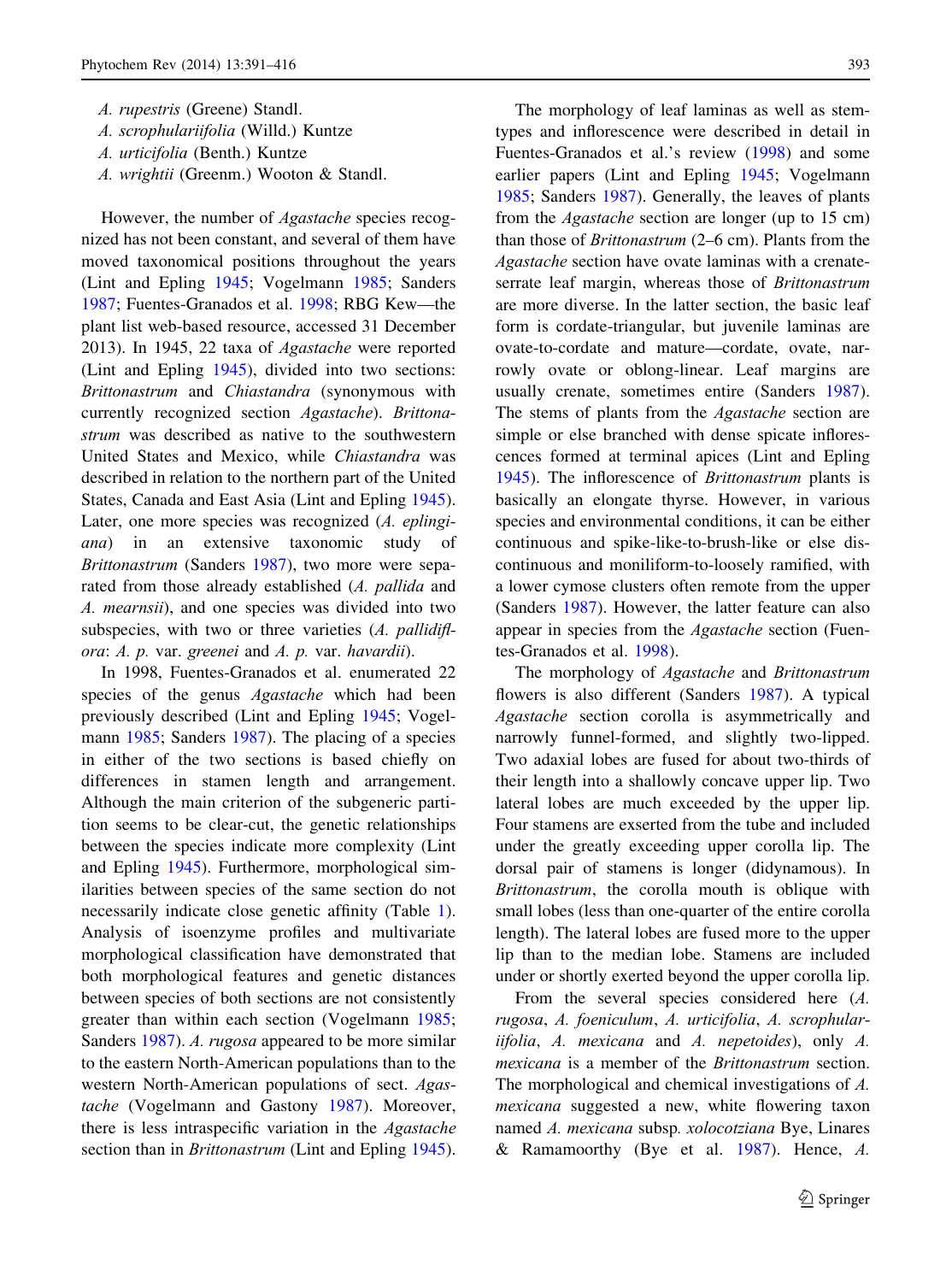- *A. rupestris* (Greene) Standl.
- *A. scrophulariifolia* (Willd.) Kuntze
- *A. urticifolia* (Benth.) Kuntze
- *A. wrightii* (Greenm.) Wooton & Standl.

However, the number of *Agastache* species recognized has not been constant, and several of them have moved taxonomical positions throughout the years (Lint and Epling 1945; Vogelmann 1985; Sanders 1987; Fuentes-Granados et al. 1998; RBG Kew—the plant list web-based resource, accessed 31 December 2013). In 1945, 22 taxa of *Agastache* were reported (Lint and Epling 1945), divided into two sections: *Brittonastrum* and *Chiastandra* (synonymous with currently recognized section *Agastache*). *Brittonastrum* was described as native to the southwestern United States and Mexico, while *Chiastandra* was described in relation to the northern part of the United States, Canada and East Asia (Lint and Epling 1945). Later, one more species was recognized (*A. eplingiana*) in an extensive taxonomic study of *Brittonastrum* (Sanders 1987), two more were separated from those already established (*A. pallida* and *A. mearnsii*), and one species was divided into two subspecies, with two or three varieties (*A. pallidiflora*: *A. p.* var. *greenei* and *A. p.* var. *havardii*).

In 1998, Fuentes-Granados et al. enumerated 22 species of the genus *Agastache* which had been previously described (Lint and Epling 1945; Vogelmann 1985; Sanders 1987). The placing of a species in either of the two sections is based chiefly on differences in stamen length and arrangement. Although the main criterion of the subgeneric partition seems to be clear-cut, the genetic relationships between the species indicate more complexity (Lint and Epling 1945). Furthermore, morphological similarities between species of the same section do not necessarily indicate close genetic affinity (Table 1). Analysis of isoenzyme profiles and multivariate morphological classification have demonstrated that both morphological features and genetic distances between species of both sections are not consistently greater than within each section (Vogelmann 1985; Sanders 1987). *A. rugosa* appeared to be more similar to the eastern North-American populations than to the western North-American populations of sect. *Agastache* (Vogelmann and Gastony 1987). Moreover, there is less intraspecific variation in the *Agastache* section than in *Brittonastrum* (Lint and Epling 1945).

The morphology of leaf laminas as well as stem-types and inflorescence were described in detail in Fuentes-Granados et al.'s review (1998) and some earlier papers (Lint and Epling 1945; Vogelmann 1985; Sanders 1987). Generally, the leaves of plants from the *Agastache* section are longer (up to 15 cm) than those of *Brittonastrum* (2–6 cm). Plants from the *Agastache* section have ovate laminas with a crenate-serrate leaf margin, whereas those of *Brittonastrum* are more diverse. In the latter section, the basic leaf form is cordate-triangular, but juvenile laminas are ovate-to-cordate and mature—cordate, ovate, narrowly ovate or oblong-linear. Leaf margins are usually crenate, sometimes entire (Sanders 1987). The stems of plants from the *Agastache* section are simple or else branched with dense spicate inflorescences formed at terminal apices (Lint and Epling 1945). The inflorescence of *Brittonastrum* plants is basically an elongate thyrse. However, in various species and environmental conditions, it can be either continuous and spike-like-to-brush-like or else discontinuous and moniliform-to-loosely ramified, with a lower cymose clusters often remote from the upper (Sanders 1987). However, the latter feature can also appear in species from the *Agastache* section (Fuentes-Granados et al. 1998).

The morphology of *Agastache* and *Brittonastrum* flowers is also different (Sanders 1987). A typical *Agastache* section corolla is asymmetrically and narrowly funnel-formed, and slightly two-lipped. Two adaxial lobes are fused for about two-thirds of their length into a shallowly concave upper lip. Two lateral lobes are much exceeded by the upper lip. Four stamens are exserted from the tube and included under the greatly exceeding upper corolla lip. The dorsal pair of stamens is longer (didynamous). In *Brittonastrum*, the corolla mouth is oblique with small lobes (less than one-quarter of the entire corolla length). The lateral lobes are fused more to the upper lip than to the median lobe. Stamens are included under or shortly exerted beyond the upper corolla lip.

From the several species considered here (*A. rugosa*, *A. foeniculum*, *A. urticifolia*, *A. scrophulariifolia*, *A. mexicana* and *A. nepetoides*), only *A. mexicana* is a member of the *Brittonastrum* section. The morphological and chemical investigations of *A. mexicana* suggested a new, white flowering taxon named *A. mexicana* subsp. *xolocotziana* Bye, Linares & Ramamoorthy (Bye et al. 1987). Hence, *A.*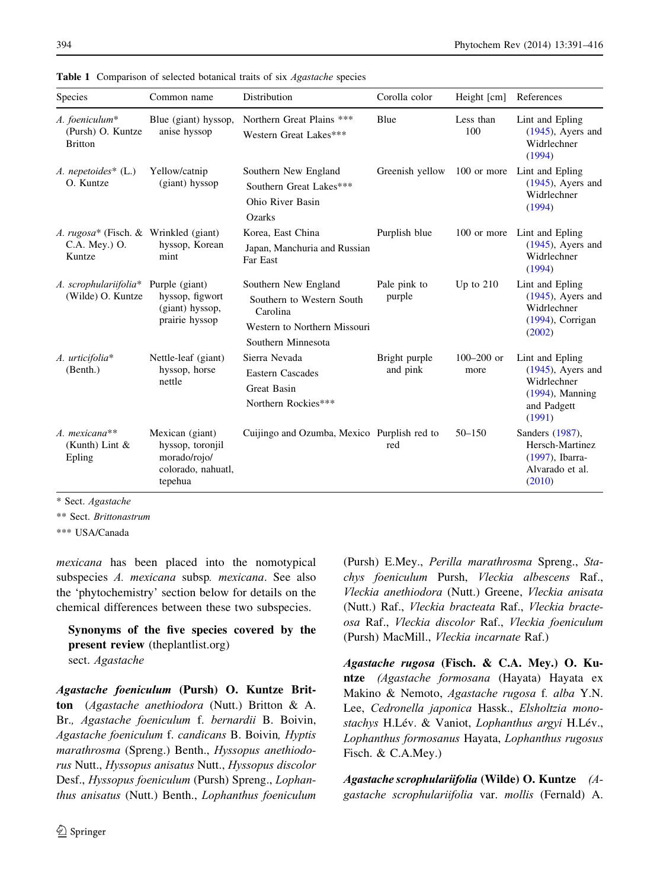**Table 1** Comparison of selected botanical traits of six *Agastache* species

| Species | Common name | Distribution | Corolla color | Height [cm] | References |
|---|---|---|---|---|---|
| *A. foeniculum*\* (Pursh) O. Kuntze Britton | Blue (giant) hyssop, anise hyssop | Northern Great Plains \*\*\* <br> Western Great Lakes\*\*\* | Blue | Less than 100 | Lint and Epling (1945), Ayers and Widrlechner (1994) |
| *A. nepetoides*\* (L.) O. Kuntze | Yellow/catnip (giant) hyssop | Southern New England <br> Southern Great Lakes\*\*\* <br> Ohio River Basin <br> Ozarks | Greenish yellow | 100 or more | Lint and Epling (1945), Ayers and Widrlechner (1994) |
| *A. rugosa*\* (Fisch. & C.A. Mey.) O. Kuntze | Wrinkled (giant) hyssop, Korean mint | Korea, East China <br> Japan, Manchuria and Russian Far East | Purplish blue | 100 or more | Lint and Epling (1945), Ayers and Widrlechner (1994) |
| *A. scrophulariifolia*\* (Wilde) O. Kuntze | Purple (giant) hyssop, figwort (giant) hyssop, prairie hyssop | Southern New England <br> Southern to Western South Carolina <br> Western to Northern Missouri <br> Southern Minnesota | Pale pink to purple | Up to 210 | Lint and Epling (1945), Ayers and Widrlechner (1994), Corrigan (2002) |
| *A. urticifolia*\* (Benth.) | Nettle-leaf (giant) hyssop, horse nettle | Sierra Nevada <br> Eastern Cascades <br> Great Basin <br> Northern Rockies\*\*\* | Bright purple and pink | 100–200 or more | Lint and Epling (1945), Ayers and Widrlechner (1994), Manning and Padgett (1991) |
| *A. mexicana*\*\* (Kunth) Lint & Epling | Mexican (giant) hyssop, toronjil morado/rojo/colorado, nahuatl, tepehua | Cuijingo and Ozumba, Mexico | Purplish red to red | 50–150 | Sanders (1987), Hersch-Martinez (1997), Ibarra-Alvarado et al. (2010) |

\* Sect. *Agastache*

\*\* Sect. *Brittonastrum*

\*\*\* USA/Canada

*mexicana* has been placed into the nomotypical subspecies *A. mexicana* subsp. *mexicana*. See also the 'phytochemistry' section below for details on the chemical differences between these two subspecies.

**Synonyms of the five species covered by the present review** (theplantlist.org)
sect. *Agastache*

***Agastache foeniculum* (Pursh) O. Kuntze Britton** (*Agastache anethiodora* (Nutt.) Britton & A. Br., *Agastache foeniculum* f. *bernardii* B. Boivin, *Agastache foeniculum* f. *candicans* B. Boivin, *Hyptis marathrosma* (Spreng.) Benth., *Hyssopus anethiodorus* Nutt., *Hyssopus anisatus* Nutt., *Hyssopus discolor* Desf., *Hyssopus foeniculum* (Pursh) Spreng., *Lophanthus anisatus* (Nutt.) Benth., *Lophanthus foeniculum* (Pursh) E.Mey., *Perilla marathrosma* Spreng., *Stachys foeniculum* Pursh, *Vleckia albescens* Raf., *Vleckia anethiodora* (Nutt.) Greene, *Vleckia anisata* (Nutt.) Raf., *Vleckia bracteata* Raf., *Vleckia bracteosa* Raf., *Vleckia discolor* Raf., *Vleckia foeniculum* (Pursh) MacMill., *Vleckia incarnate* Raf.)

***Agastache rugosa* (Fisch. & C.A. Mey.) O. Kuntze** (*Agastache formosana* (Hayata) Hayata ex Makino & Nemoto, *Agastache rugosa* f. *alba* Y.N. Lee, *Cedronella japonica* Hassk., *Elsholtzia monostachys* H.Lév. & Vaniot, *Lophanthus argyi* H.Lév., *Lophanthus formosanus* Hayata, *Lophanthus rugosus* Fisch. & C.A.Mey.)

***Agastache scrophulariifolia* (Wilde) O. Kuntze** (*Agastache scrophulariifolia* var. *mollis* (Fernald) A.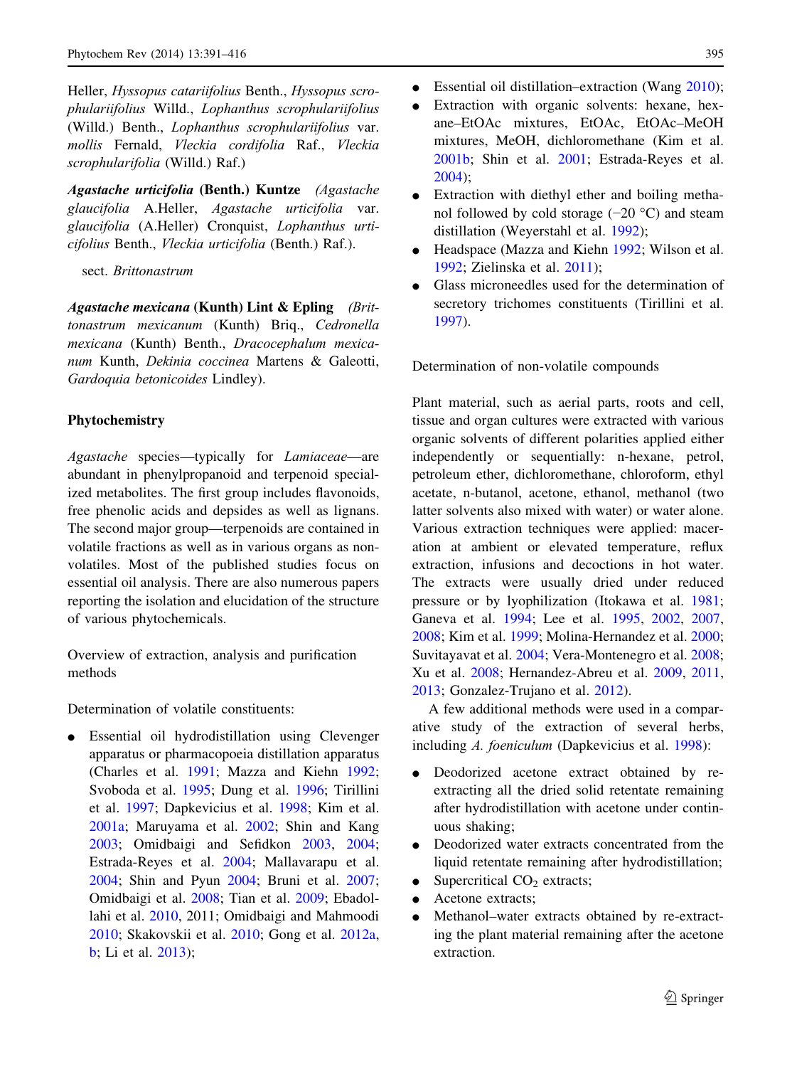Heller, *Hyssopus catariifolius* Benth., *Hyssopus scrophulariifolius* Willd., *Lophanthus scrophulariifolius* (Willd.) Benth., *Lophanthus scrophulariifolius* var. *mollis* Fernald, *Vleckia cordifolia* Raf., *Vleckia scrophularifolia* (Willd.) Raf.)

***Agastache urticifolia*** **(Benth.) Kuntze** (*Agastache glaucifolia* A.Heller, *Agastache urticifolia* var. *glaucifolia* (A.Heller) Cronquist, *Lophanthus urticifolius* Benth., *Vleckia urticifolia* (Benth.) Raf.).

sect. *Brittonastrum*

***Agastache mexicana*** **(Kunth) Lint & Epling** (*Brittonastrum mexicanum* (Kunth) Briq., *Cedronella mexicana* (Kunth) Benth., *Dracocephalum mexicanum* Kunth, *Dekinia coccinea* Martens & Galeotti, *Gardoquia betonicoides* Lindley).

## Phytochemistry

*Agastache* species—typically for *Lamiaceae*—are abundant in phenylpropanoid and terpenoid specialized metabolites. The first group includes flavonoids, free phenolic acids and depsides as well as lignans. The second major group—terpenoids are contained in volatile fractions as well as in various organs as non-volatiles. Most of the published studies focus on essential oil analysis. There are also numerous papers reporting the isolation and elucidation of the structure of various phytochemicals.

### Overview of extraction, analysis and purification methods

Determination of volatile constituents:

- Essential oil hydrodistillation using Clevenger apparatus or pharmacopoeia distillation apparatus (Charles et al. 1991; Mazza and Kiehn 1992; Svoboda et al. 1995; Dung et al. 1996; Tirillini et al. 1997; Dapkevicius et al. 1998; Kim et al. 2001a; Maruyama et al. 2002; Shin and Kang 2003; Omidbaigi and Sefidkon 2003, 2004; Estrada-Reyes et al. 2004; Mallavarapu et al. 2004; Shin and Pyun 2004; Bruni et al. 2007; Omidbaigi et al. 2008; Tian et al. 2009; Ebadollahi et al. 2010, 2011; Omidbaigi and Mahmoodi 2010; Skakovskii et al. 2010; Gong et al. 2012a, b; Li et al. 2013);
- Essential oil distillation–extraction (Wang 2010);
- Extraction with organic solvents: hexane, hexane–EtOAc mixtures, EtOAc, EtOAc–MeOH mixtures, MeOH, dichloromethane (Kim et al. 2001b; Shin et al. 2001; Estrada-Reyes et al. 2004);
- Extraction with diethyl ether and boiling methanol followed by cold storage (−20 °C) and steam distillation (Weyerstahl et al. 1992);
- Headspace (Mazza and Kiehn 1992; Wilson et al. 1992; Zielinska et al. 2011);
- Glass microneedles used for the determination of secretory trichomes constituents (Tirillini et al. 1997).

Determination of non-volatile compounds

Plant material, such as aerial parts, roots and cell, tissue and organ cultures were extracted with various organic solvents of different polarities applied either independently or sequentially: n-hexane, petrol, petroleum ether, dichloromethane, chloroform, ethyl acetate, n-butanol, acetone, ethanol, methanol (two latter solvents also mixed with water) or water alone. Various extraction techniques were applied: maceration at ambient or elevated temperature, reflux extraction, infusions and decoctions in hot water. The extracts were usually dried under reduced pressure or by lyophilization (Itokawa et al. 1981; Ganeva et al. 1994; Lee et al. 1995, 2002, 2007, 2008; Kim et al. 1999; Molina-Hernandez et al. 2000; Suvitayavat et al. 2004; Vera-Montenegro et al. 2008; Xu et al. 2008; Hernandez-Abreu et al. 2009, 2011, 2013; Gonzalez-Trujano et al. 2012).

A few additional methods were used in a comparative study of the extraction of several herbs, including *A. foeniculum* (Dapkevicius et al. 1998):

- Deodorized acetone extract obtained by re-extracting all the dried solid retentate remaining after hydrodistillation with acetone under continuous shaking;
- Deodorized water extracts concentrated from the liquid retentate remaining after hydrodistillation;
- Supercritical $CO_2$ extracts;
- Acetone extracts;
- Methanol–water extracts obtained by re-extracting the plant material remaining after the acetone extraction.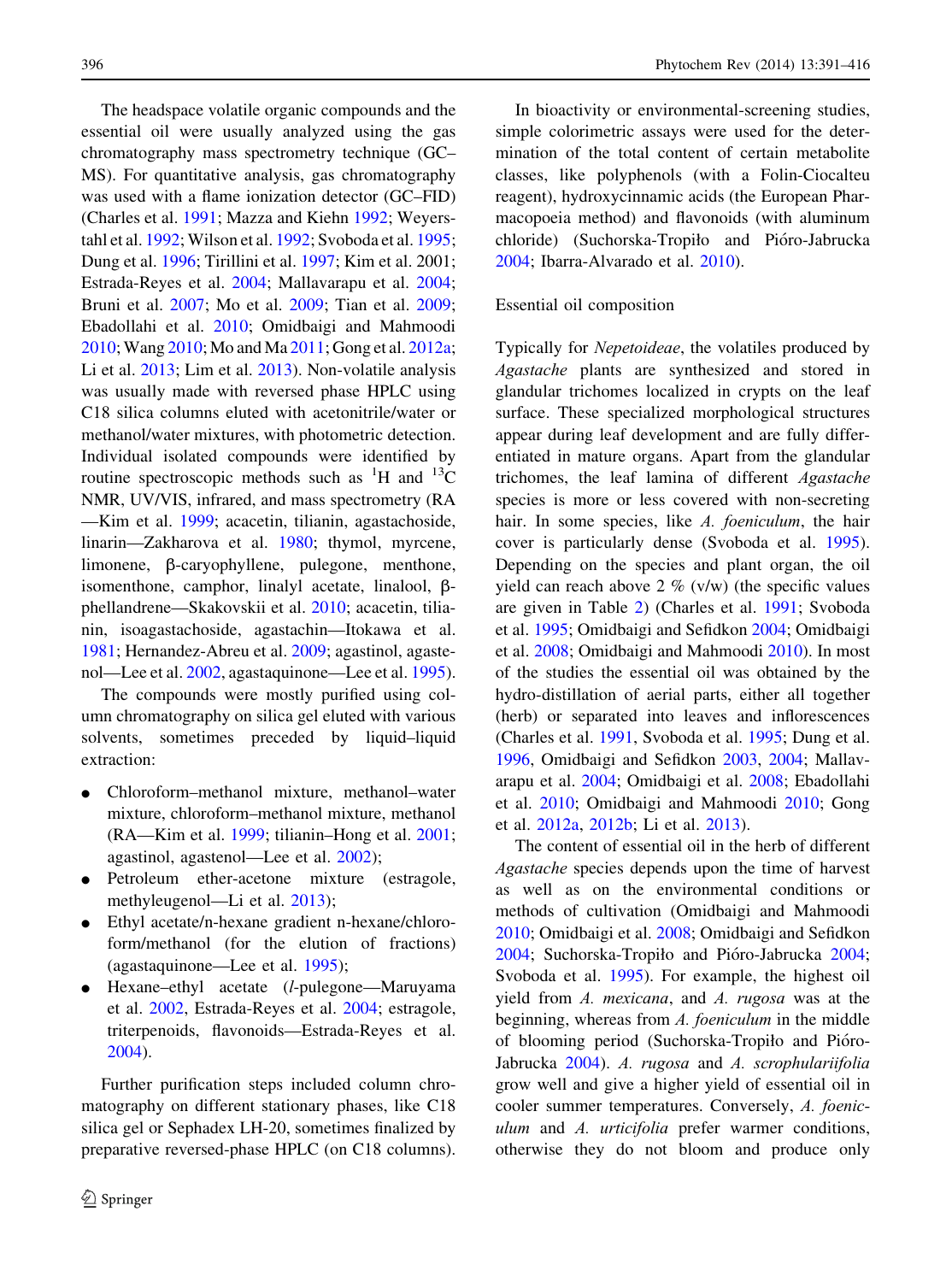The headspace volatile organic compounds and the essential oil were usually analyzed using the gas chromatography mass spectrometry technique (GC–MS). For quantitative analysis, gas chromatography was used with a flame ionization detector (GC–FID) (Charles et al. 1991; Mazza and Kiehn 1992; Weyerstahl et al. 1992; Wilson et al. 1992; Svoboda et al. 1995; Dung et al. 1996; Tirillini et al. 1997; Kim et al. 2001; Estrada-Reyes et al. 2004; Mallavarapu et al. 2004; Bruni et al. 2007; Mo et al. 2009; Tian et al. 2009; Ebadollahi et al. 2010; Omidbaigi and Mahmoodi 2010; Wang 2010; Mo and Ma 2011; Gong et al. 2012a; Li et al. 2013; Lim et al. 2013). Non-volatile analysis was usually made with reversed phase HPLC using C18 silica columns eluted with acetonitrile/water or methanol/water mixtures, with photometric detection. Individual isolated compounds were identified by routine spectroscopic methods such as $^{1}$H and $^{13}$C NMR, UV/VIS, infrared, and mass spectrometry (RA—Kim et al. 1999; acacetin, tilianin, agastachoside, linarin—Zakharova et al. 1980; thymol, myrcene, limonene, β-caryophyllene, pulegone, menthone, isomenthone, camphor, linalyl acetate, linalool, β-phellandrene—Skakovskii et al. 2010; acacetin, tilianin, isoagastachoside, agastachin—Itokawa et al. 1981; Hernandez-Abreu et al. 2009; agastinol, agastenol—Lee et al. 2002, agastaquinone—Lee et al. 1995).

The compounds were mostly purified using column chromatography on silica gel eluted with various solvents, sometimes preceded by liquid–liquid extraction:

- Chloroform–methanol mixture, methanol–water mixture, chloroform–methanol mixture, methanol (RA—Kim et al. 1999; tilianin–Hong et al. 2001; agastinol, agastenol—Lee et al. 2002);
- Petroleum ether-acetone mixture (estragole, methyleugenol—Li et al. 2013);
- Ethyl acetate/n-hexane gradient n-hexane/chloroform/methanol (for the elution of fractions) (agastaquinone—Lee et al. 1995);
- Hexane–ethyl acetate (*l*-pulegone—Maruyama et al. 2002, Estrada-Reyes et al. 2004; estragole, triterpenoids, flavonoids—Estrada-Reyes et al. 2004).

Further purification steps included column chromatography on different stationary phases, like C18 silica gel or Sephadex LH-20, sometimes finalized by preparative reversed-phase HPLC (on C18 columns).

In bioactivity or environmental-screening studies, simple colorimetric assays were used for the determination of the total content of certain metabolite classes, like polyphenols (with a Folin-Ciocalteu reagent), hydroxycinnamic acids (the European Pharmacopoeia method) and flavonoids (with aluminum chloride) (Suchorska-Tropiło and Pióro-Jabrucka 2004; Ibarra-Alvarado et al. 2010).

## Essential oil composition

Typically for *Nepetoideae*, the volatiles produced by *Agastache* plants are synthesized and stored in glandular trichomes localized in crypts on the leaf surface. These specialized morphological structures appear during leaf development and are fully differentiated in mature organs. Apart from the glandular trichomes, the leaf lamina of different *Agastache* species is more or less covered with non-secreting hair. In some species, like *A. foeniculum*, the hair cover is particularly dense (Svoboda et al. 1995). Depending on the species and plant organ, the oil yield can reach above 2 % (v/w) (the specific values are given in Table 2) (Charles et al. 1991; Svoboda et al. 1995; Omidbaigi and Sefidkon 2004; Omidbaigi et al. 2008; Omidbaigi and Mahmoodi 2010). In most of the studies the essential oil was obtained by the hydro-distillation of aerial parts, either all together (herb) or separated into leaves and inflorescences (Charles et al. 1991, Svoboda et al. 1995; Dung et al. 1996, Omidbaigi and Sefidkon 2003, 2004; Mallavarapu et al. 2004; Omidbaigi et al. 2008; Ebadollahi et al. 2010; Omidbaigi and Mahmoodi 2010; Gong et al. 2012a, 2012b; Li et al. 2013).

The content of essential oil in the herb of different *Agastache* species depends upon the time of harvest as well as on the environmental conditions or methods of cultivation (Omidbaigi and Mahmoodi 2010; Omidbaigi et al. 2008; Omidbaigi and Sefidkon 2004; Suchorska-Tropiło and Pióro-Jabrucka 2004; Svoboda et al. 1995). For example, the highest oil yield from *A. mexicana*, and *A. rugosa* was at the beginning, whereas from *A. foeniculum* in the middle of blooming period (Suchorska-Tropiło and Pióro-Jabrucka 2004). *A. rugosa* and *A. scrophulariifolia* grow well and give a higher yield of essential oil in cooler summer temperatures. Conversely, *A. foeniculum* and *A. urticifolia* prefer warmer conditions, otherwise they do not bloom and produce only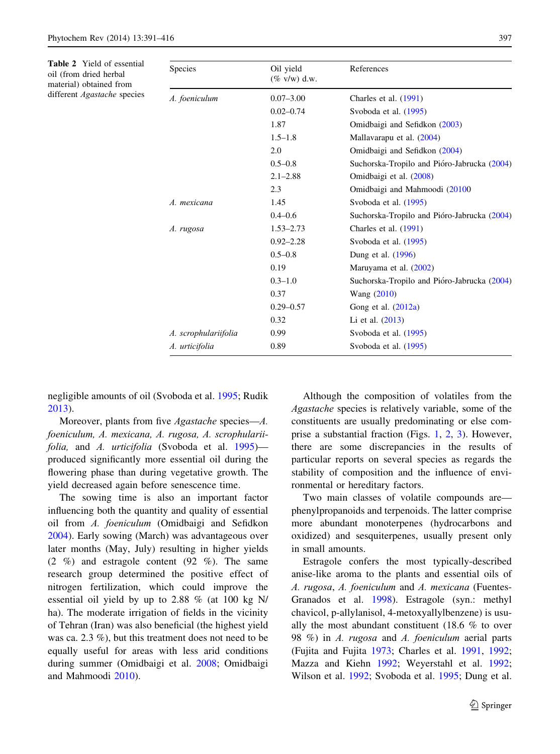**Table 2** Yield of essential oil (from dried herbal material) obtained from different *Agastache* species

| Species | Oil yield (% v/w) d.w. | References |
|---|---|---|
| *A. foeniculum* | 0.07–3.00 | Charles et al. (1991) |
| | 0.02–0.74 | Svoboda et al. (1995) |
| | 1.87 | Omidbaigi and Sefidkon (2003) |
| | 1.5–1.8 | Mallavarapu et al. (2004) |
| | 2.0 | Omidbaigi and Sefidkon (2004) |
| | 0.5–0.8 | Suchorska-Tropilo and Pióro-Jabrucka (2004) |
| | 2.1–2.88 | Omidbaigi et al. (2008) |
| | 2.3 | Omidbaigi and Mahmoodi (20100 |
| *A. mexicana* | 1.45 | Svoboda et al. (1995) |
| | 0.4–0.6 | Suchorska-Tropilo and Pióro-Jabrucka (2004) |
| *A. rugosa* | 1.53–2.73 | Charles et al. (1991) |
| | 0.92–2.28 | Svoboda et al. (1995) |
| | 0.5–0.8 | Dung et al. (1996) |
| | 0.19 | Maruyama et al. (2002) |
| | 0.3–1.0 | Suchorska-Tropilo and Pióro-Jabrucka (2004) |
| | 0.37 | Wang (2010) |
| | 0.29–0.57 | Gong et al. (2012a) |
| | 0.32 | Li et al. (2013) |
| *A. scrophulariifolia* | 0.99 | Svoboda et al. (1995) |
| *A. urticifolia* | 0.89 | Svoboda et al. (1995) |

negligible amounts of oil (Svoboda et al. 1995; Rudik 2013).

Moreover, plants from five *Agastache* species—*A. foeniculum, A. mexicana, A. rugosa, A. scrophulariifolia,* and *A. urticifolia* (Svoboda et al. 1995)—produced significantly more essential oil during the flowering phase than during vegetative growth. The yield decreased again before senescence time.

The sowing time is also an important factor influencing both the quantity and quality of essential oil from *A. foeniculum* (Omidbaigi and Sefidkon 2004). Early sowing (March) was advantageous over later months (May, July) resulting in higher yields (2 %) and estragole content (92 %). The same research group determined the positive effect of nitrogen fertilization, which could improve the essential oil yield by up to 2.88 % (at 100 kg N/ha). The moderate irrigation of fields in the vicinity of Tehran (Iran) was also beneficial (the highest yield was ca. 2.3 %), but this treatment does not need to be equally useful for areas with less arid conditions during summer (Omidbaigi et al. 2008; Omidbaigi and Mahmoodi 2010).

Although the composition of volatiles from the *Agastache* species is relatively variable, some of the constituents are usually predominating or else comprise a substantial fraction (Figs. 1, 2, 3). However, there are some discrepancies in the results of particular reports on several species as regards the stability of composition and the influence of environmental or hereditary factors.

Two main classes of volatile compounds are—phenylpropanoids and terpenoids. The latter comprise more abundant monoterpenes (hydrocarbons and oxidized) and sesquiterpenes, usually present only in small amounts.

Estragole confers the most typically-described anise-like aroma to the plants and essential oils of *A. rugosa*, *A. foeniculum* and *A. mexicana* (Fuentes-Granados et al. 1998). Estragole (syn.: methyl chavicol, p-allylanisol, 4-metoxyallylbenzene) is usually the most abundant constituent (18.6 % to over 98 %) in *A. rugosa* and *A. foeniculum* aerial parts (Fujita and Fujita 1973; Charles et al. 1991, 1992; Mazza and Kiehn 1992; Weyerstahl et al. 1992; Wilson et al. 1992; Svoboda et al. 1995; Dung et al.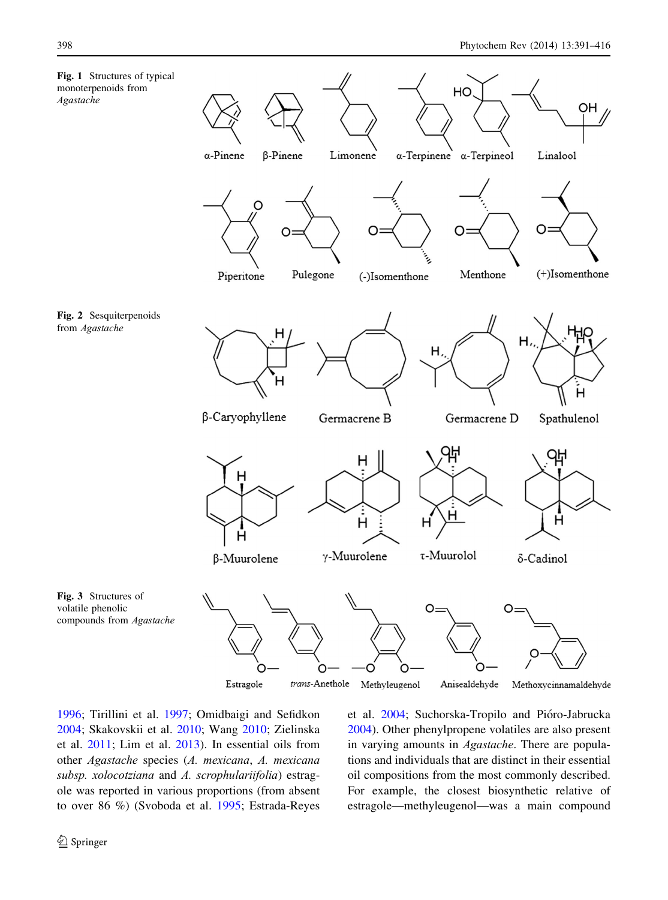**Fig. 1** Structures of typical monoterpenoids from *Agastache*

α-Pinene β-Pinene Limonene α-Terpinene α-Terpineol Linalool

Piperitone Pulegone (-)Isomenthone Menthone (+)Isomenthone

**Fig. 2** Sesquiterpenoids from *Agastache*

β-Caryophyllene Germacrene B Germacrene D Spathulenol

β-Muurolene γ-Muurolene τ-Muurolol δ-Cadinol

**Fig. 3** Structures of volatile phenolic compounds from *Agastache*

Estragole *trans*-Anethole Methyleugenol Anisealdehyde Methoxycinnamaldehyde

1996; Tirillini et al. 1997; Omidbaigi and Sefidkon 2004; Skakovskii et al. 2010; Wang 2010; Zielinska et al. 2011; Lim et al. 2013). In essential oils from other *Agastache* species (*A. mexicana*, *A. mexicana subsp. xolocotziana* and *A. scrophulariifolia*) estragole was reported in various proportions (from absent to over 86 %) (Svoboda et al. 1995; Estrada-Reyes et al. 2004; Suchorska-Tropilo and Pióro-Jabrucka 2004). Other phenylpropene volatiles are also present in varying amounts in *Agastache*. There are populations and individuals that are distinct in their essential oil compositions from the most commonly described. For example, the closest biosynthetic relative of estragole—methyleugenol—was a main compound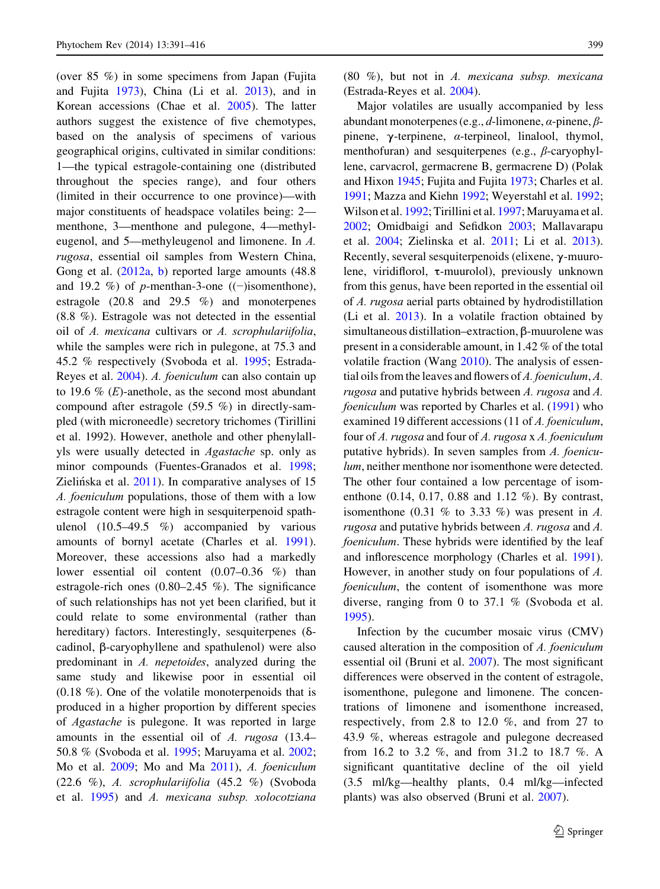(over 85 %) in some specimens from Japan (Fujita and Fujita 1973), China (Li et al. 2013), and in Korean accessions (Chae et al. 2005). The latter authors suggest the existence of five chemotypes, based on the analysis of specimens of various geographical origins, cultivated in similar conditions: 1—the typical estragole-containing one (distributed throughout the species range), and four others (limited in their occurrence to one province)—with major constituents of headspace volatiles being: 2—menthone, 3—menthone and pulegone, 4—methyleugenol, and 5—methyleugenol and limonene. In *A. rugosa*, essential oil samples from Western China, Gong et al. (2012a, b) reported large amounts (48.8 and 19.2 %) of *p*-menthan-3-one ((−)isomenthone), estragole (20.8 and 29.5 %) and monoterpenes (8.8 %). Estragole was not detected in the essential oil of *A. mexicana* cultivars or *A. scrophulariifolia*, while the samples were rich in pulegone, at 75.3 and 45.2 % respectively (Svoboda et al. 1995; Estrada-Reyes et al. 2004). *A. foeniculum* can also contain up to 19.6 % (*E*)-anethole, as the second most abundant compound after estragole (59.5 %) in directly-sampled (with microneedle) secretory trichomes (Tirillini et al. 1992). However, anethole and other phenylallyls were usually detected in *Agastache* sp. only as minor compounds (Fuentes-Granados et al. 1998; Zielińska et al. 2011). In comparative analyses of 15 *A. foeniculum* populations, those of them with a low estragole content were high in sesquiterpenoid spathulenol (10.5–49.5 %) accompanied by various amounts of bornyl acetate (Charles et al. 1991). Moreover, these accessions also had a markedly lower essential oil content (0.07–0.36 %) than estragole-rich ones (0.80–2.45 %). The significance of such relationships has not yet been clarified, but it could relate to some environmental (rather than hereditary) factors. Interestingly, sesquiterpenes (δ-cadinol, β-caryophyllene and spathulenol) were also predominant in *A. nepetoides*, analyzed during the same study and likewise poor in essential oil (0.18 %). One of the volatile monoterpenoids that is produced in a higher proportion by different species of *Agastache* is pulegone. It was reported in large amounts in the essential oil of *A. rugosa* (13.4–50.8 % (Svoboda et al. 1995; Maruyama et al. 2002; Mo et al. 2009; Mo and Ma 2011), *A. foeniculum* (22.6 %), *A. scrophulariifolia* (45.2 %) (Svoboda et al. 1995) and *A. mexicana subsp. xolocotziana* (80 %), but not in *A. mexicana subsp. mexicana* (Estrada-Reyes et al. 2004).

Major volatiles are usually accompanied by less abundant monoterpenes (e.g., *d*-limonene, *α*-pinene, *β*-pinene, γ-terpinene, *α*-terpineol, linalool, thymol, menthofuran) and sesquiterpenes (e.g., *β*-caryophyllene, carvacrol, germacrene B, germacrene D) (Polak and Hixon 1945; Fujita and Fujita 1973; Charles et al. 1991; Mazza and Kiehn 1992; Weyerstahl et al. 1992; Wilson et al. 1992; Tirillini et al. 1997; Maruyama et al. 2002; Omidbaigi and Sefidkon 2003; Mallavarapu et al. 2004; Zielinska et al. 2011; Li et al. 2013). Recently, several sesquiterpenoids (elixene, γ-muurolene, viridiflorol, τ-muurolol), previously unknown from this genus, have been reported in the essential oil of *A. rugosa* aerial parts obtained by hydrodistillation (Li et al. 2013). In a volatile fraction obtained by simultaneous distillation–extraction, β-muurolene was present in a considerable amount, in 1.42 % of the total volatile fraction (Wang 2010). The analysis of essential oils from the leaves and flowers of *A. foeniculum*, *A. rugosa* and putative hybrids between *A. rugosa* and *A. foeniculum* was reported by Charles et al. (1991) who examined 19 different accessions (11 of *A. foeniculum*, four of *A. rugosa* and four of *A. rugosa* x *A. foeniculum* putative hybrids). In seven samples from *A. foeniculum*, neither menthone nor isomenthone were detected. The other four contained a low percentage of isomenthone (0.14, 0.17, 0.88 and 1.12 %). By contrast, isomenthone (0.31 % to 3.33 %) was present in *A. rugosa* and putative hybrids between *A. rugosa* and *A. foeniculum*. These hybrids were identified by the leaf and inflorescence morphology (Charles et al. 1991). However, in another study on four populations of *A. foeniculum*, the content of isomenthone was more diverse, ranging from 0 to 37.1 % (Svoboda et al. 1995).

Infection by the cucumber mosaic virus (CMV) caused alteration in the composition of *A. foeniculum* essential oil (Bruni et al. 2007). The most significant differences were observed in the content of estragole, isomenthone, pulegone and limonene. The concentrations of limonene and isomenthone increased, respectively, from 2.8 to 12.0 %, and from 27 to 43.9 %, whereas estragole and pulegone decreased from 16.2 to 3.2 %, and from 31.2 to 18.7 %. A significant quantitative decline of the oil yield (3.5 ml/kg—healthy plants, 0.4 ml/kg—infected plants) was also observed (Bruni et al. 2007).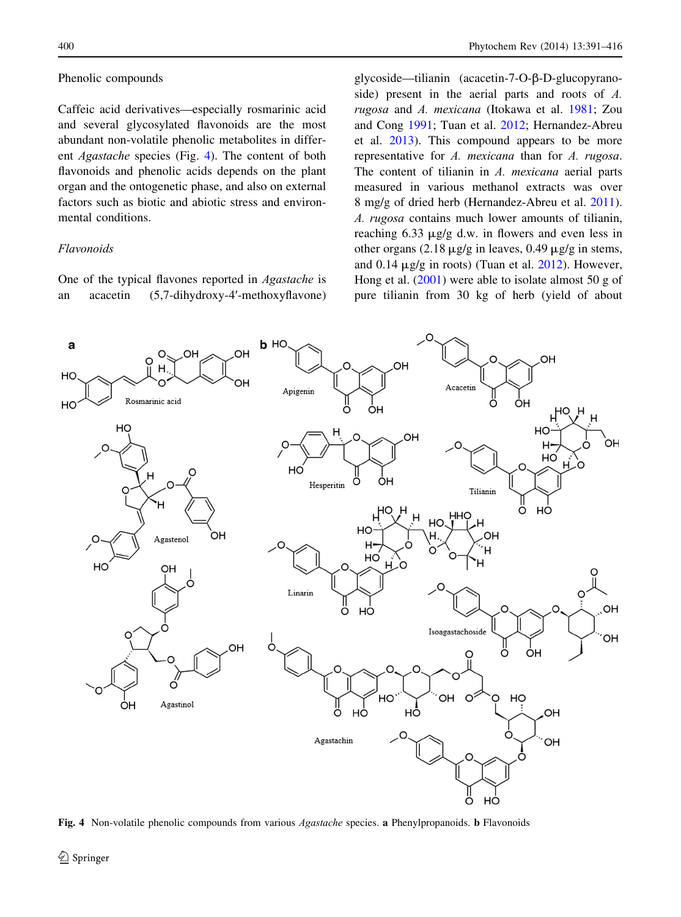### Phenolic compounds

Caffeic acid derivatives—especially rosmarinic acid and several glycosylated flavonoids are the most abundant non-volatile phenolic metabolites in different *Agastache* species (Fig. 4). The content of both flavonoids and phenolic acids depends on the plant organ and the ontogenetic phase, and also on external factors such as biotic and abiotic stress and environmental conditions.

#### Flavonoids

One of the typical flavones reported in *Agastache* is an acacetin (5,7-dihydroxy-4′-methoxyflavone) glycoside—tilianin (acacetin-7-O-β-D-glucopyranoside) present in the aerial parts and roots of *A. rugosa* and *A. mexicana* (Itokawa et al. 1981; Zou and Cong 1991; Tuan et al. 2012; Hernandez-Abreu et al. 2013). This compound appears to be more representative for *A. mexicana* than for *A. rugosa*. The content of tilianin in *A. mexicana* aerial parts measured in various methanol extracts was over 8 mg/g of dried herb (Hernandez-Abreu et al. 2011). *A. rugosa* contains much lower amounts of tilianin, reaching 6.33 μg/g d.w. in flowers and even less in other organs (2.18 μg/g in leaves, 0.49 μg/g in stems, and 0.14 μg/g in roots) (Tuan et al. 2012). However, Hong et al. (2001) were able to isolate almost 50 g of pure tilianin from 30 kg of herb (yield of about

**Fig. 4** Non-volatile phenolic compounds from various *Agastache* species. **a** Phenylpropanoids. **b** Flavonoids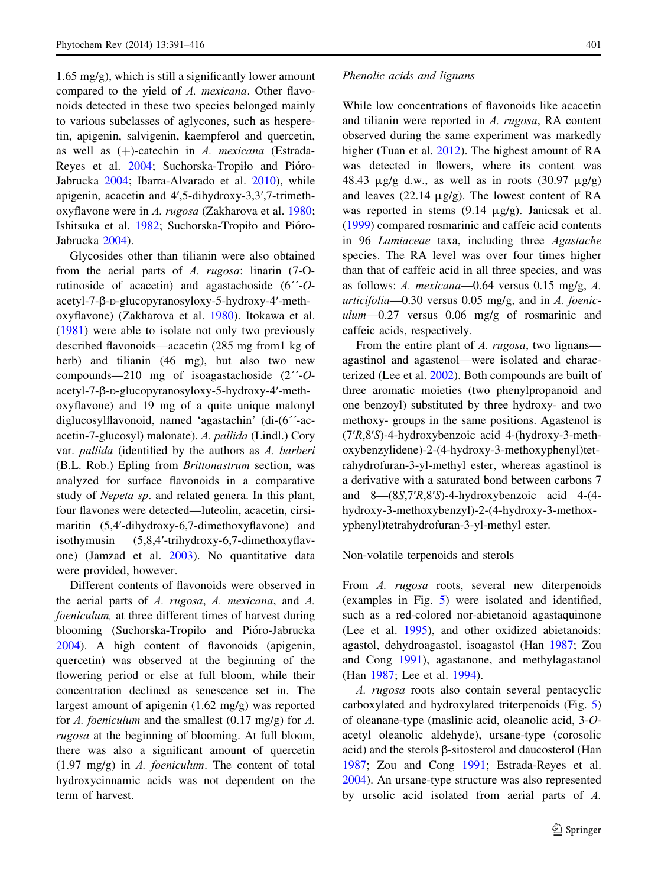1.65 mg/g), which is still a significantly lower amount compared to the yield of *A. mexicana*. Other flavonoids detected in these two species belonged mainly to various subclasses of aglycones, such as hesperetin, apigenin, salvigenin, kaempferol and quercetin, as well as (+)-catechin in *A. mexicana* (Estrada-Reyes et al. 2004; Suchorska-Tropiło and Pióro-Jabrucka 2004; Ibarra-Alvarado et al. 2010), while apigenin, acacetin and 4′,5-dihydroxy-3,3′,7-trimethoxyflavone were in *A. rugosa* (Zakharova et al. 1980; Ishitsuka et al. 1982; Suchorska-Tropiło and Pióro-Jabrucka 2004).

Glycosides other than tilianin were also obtained from the aerial parts of *A. rugosa*: linarin (7-O-rutinoside of acacetin) and agastachoside (6′′-*O*-acetyl-7-β-D-glucopyranosyloxy-5-hydroxy-4′-methoxyflavone) (Zakharova et al. 1980). Itokawa et al. (1981) were able to isolate not only two previously described flavonoids—acacetin (285 mg from1 kg of herb) and tilianin (46 mg), but also two new compounds—210 mg of isoagastachoside (2′′-*O*-acetyl-7-β-D-glucopyranosyloxy-5-hydroxy-4′-methoxyflavone) and 19 mg of a quite unique malonyl diglucosylflavonoid, named 'agastachin' (di-(6′′-acacetin-7-glucosyl) malonate). *A. pallida* (Lindl.) Cory var. *pallida* (identified by the authors as *A. barberi* (B.L. Rob.) Epling from *Brittonastrum* section, was analyzed for surface flavonoids in a comparative study of *Nepeta sp*. and related genera. In this plant, four flavones were detected—luteolin, acacetin, cirsimaritin (5,4′-dihydroxy-6,7-dimethoxyflavone) and isothymusin (5,8,4′-trihydroxy-6,7-dimethoxyflavone) (Jamzad et al. 2003). No quantitative data were provided, however.

Different contents of flavonoids were observed in the aerial parts of *A. rugosa*, *A. mexicana*, and *A. foeniculum,* at three different times of harvest during blooming (Suchorska-Tropiło and Pióro-Jabrucka 2004). A high content of flavonoids (apigenin, quercetin) was observed at the beginning of the flowering period or else at full bloom, while their concentration declined as senescence set in. The largest amount of apigenin (1.62 mg/g) was reported for *A. foeniculum* and the smallest (0.17 mg/g) for *A. rugosa* at the beginning of blooming. At full bloom, there was also a significant amount of quercetin (1.97 mg/g) in *A. foeniculum*. The content of total hydroxycinnamic acids was not dependent on the term of harvest.

*Phenolic acids and lignans*

While low concentrations of flavonoids like acacetin and tilianin were reported in *A. rugosa*, RA content observed during the same experiment was markedly higher (Tuan et al. 2012). The highest amount of RA was detected in flowers, where its content was 48.43 μg/g d.w., as well as in roots (30.97 μg/g) and leaves (22.14 μg/g). The lowest content of RA was reported in stems (9.14 μg/g). Janicsak et al. (1999) compared rosmarinic and caffeic acid contents in 96 *Lamiaceae* taxa, including three *Agastache* species. The RA level was over four times higher than that of caffeic acid in all three species, and was as follows: *A. mexicana*—0.64 versus 0.15 mg/g, *A. urticifolia*—0.30 versus 0.05 mg/g, and in *A. foeniculum*—0.27 versus 0.06 mg/g of rosmarinic and caffeic acids, respectively.

From the entire plant of *A. rugosa*, two lignans—agastinol and agastenol—were isolated and characterized (Lee et al. 2002). Both compounds are built of three aromatic moieties (two phenylpropanoid and one benzoyl) substituted by three hydroxy- and two methoxy- groups in the same positions. Agastenol is (7′*R*,8′*S*)-4-hydroxybenzoic acid 4-(hydroxy-3-methoxybenzylidene)-2-(4-hydroxy-3-methoxyphenyl)tetrahydrofuran-3-yl-methyl ester, whereas agastinol is a derivative with a saturated bond between carbons 7 and 8—(8*S*,7′*R*,8′*S*)-4-hydroxybenzoic acid 4-(4-hydroxy-3-methoxybenzyl)-2-(4-hydroxy-3-methoxyphenyl)tetrahydrofuran-3-yl-methyl ester.

Non-volatile terpenoids and sterols

From *A. rugosa* roots, several new diterpenoids (examples in Fig. 5) were isolated and identified, such as a red-colored nor-abietanoid agastaquinone (Lee et al. 1995), and other oxidized abietanoids: agastol, dehydroagastol, isoagastol (Han 1987; Zou and Cong 1991), agastanone, and methylagastanol (Han 1987; Lee et al. 1994).

*A. rugosa* roots also contain several pentacyclic carboxylated and hydroxylated triterpenoids (Fig. 5) of oleanane-type (maslinic acid, oleanolic acid, 3-*O*-acetyl oleanolic aldehyde), ursane-type (corosolic acid) and the sterols β-sitosterol and daucosterol (Han 1987; Zou and Cong 1991; Estrada-Reyes et al. 2004). An ursane-type structure was also represented by ursolic acid isolated from aerial parts of *A.*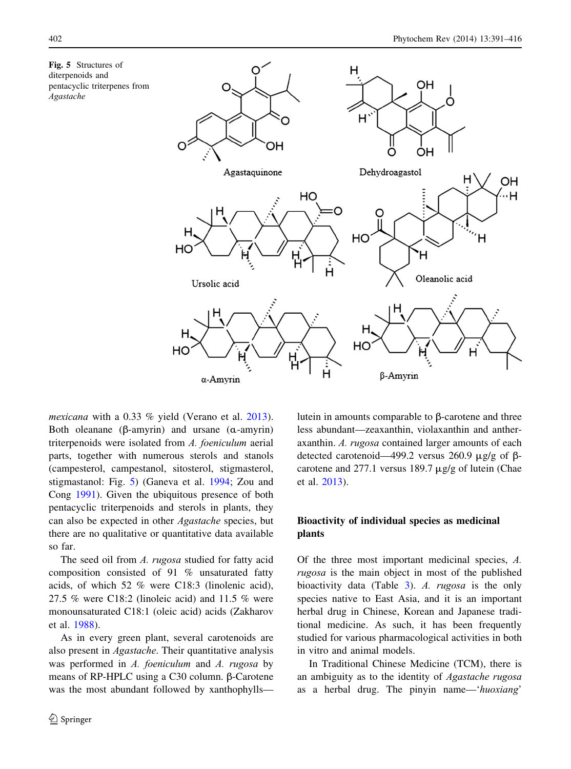Fig. 5 Structures of diterpenoids and pentacyclic triterpenes from *Agastache*

*mexicana* with a 0.33 % yield (Verano et al. 2013). Both oleanane (β-amyrin) and ursane (α-amyrin) triterpenoids were isolated from *A. foeniculum* aerial parts, together with numerous sterols and stanols (campesterol, campestanol, sitosterol, stigmasterol, stigmastanol: Fig. 5) (Ganeva et al. 1994; Zou and Cong 1991). Given the ubiquitous presence of both pentacyclic triterpenoids and sterols in plants, they can also be expected in other *Agastache* species, but there are no qualitative or quantitative data available so far.

The seed oil from *A. rugosa* studied for fatty acid composition consisted of 91 % unsaturated fatty acids, of which 52 % were C18:3 (linolenic acid), 27.5 % were C18:2 (linoleic acid) and 11.5 % were monounsaturated C18:1 (oleic acid) acids (Zakharov et al. 1988).

As in every green plant, several carotenoids are also present in *Agastache*. Their quantitative analysis was performed in *A. foeniculum* and *A. rugosa* by means of RP-HPLC using a C30 column. β-Carotene was the most abundant followed by xanthophylls—lutein in amounts comparable to β-carotene and three less abundant—zeaxanthin, violaxanthin and antheraxanthin. *A. rugosa* contained larger amounts of each detected carotenoid—499.2 versus 260.9 μg/g of β-carotene and 277.1 versus 189.7 μg/g of lutein (Chae et al. 2013).

## Bioactivity of individual species as medicinal plants

Of the three most important medicinal species, *A. rugosa* is the main object in most of the published bioactivity data (Table 3). *A. rugosa* is the only species native to East Asia, and it is an important herbal drug in Chinese, Korean and Japanese traditional medicine. As such, it has been frequently studied for various pharmacological activities in both in vitro and animal models.

In Traditional Chinese Medicine (TCM), there is an ambiguity as to the identity of *Agastache rugosa* as a herbal drug. The pinyin name—'*huoxiang*'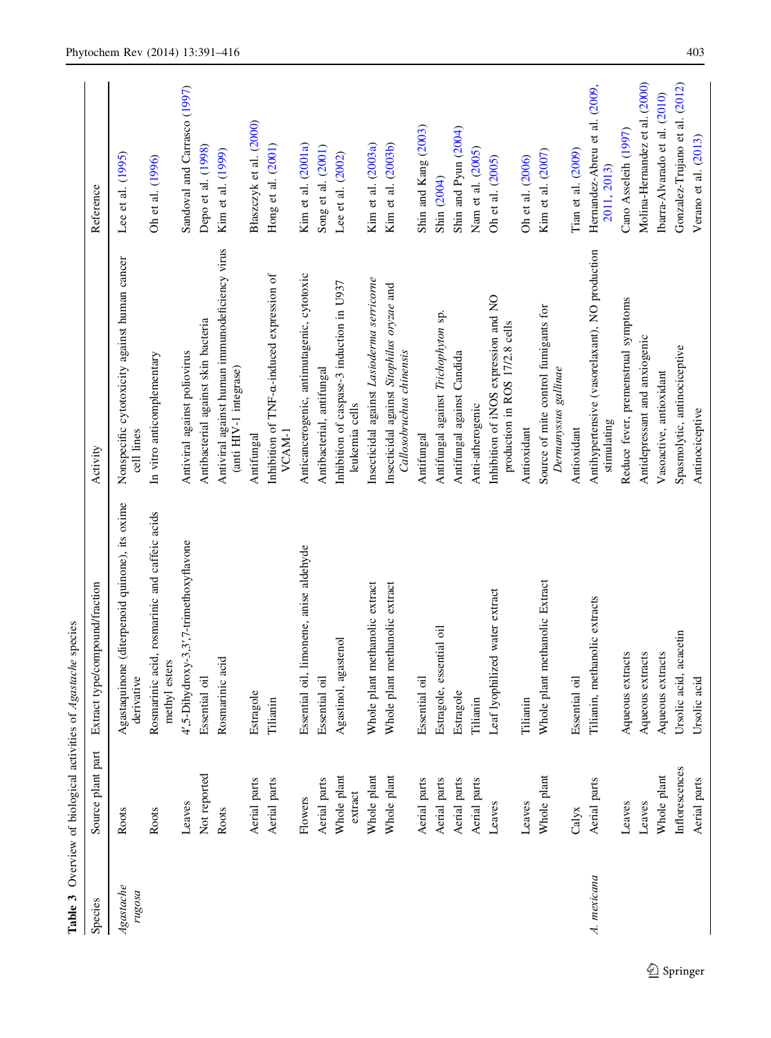**Table 3** Overview of biological activities of *Agastache* species

| Species | Source plant part | Extract type/compound/fraction | Activity | Reference |
|---|---|---|---|---|
| *Agastache rugosa* | Roots | Agastaquinone (diterpenoid quinone), its oxime derivative | Nonspecific cytotoxicity against human cancer cell lines | Lee et al. (1995) |
| | Roots | Rosmarinic acid, rosmarinic and caffeic acids methyl esters | In vitro anticomplementary | Oh et al. (1996) |
| | Leaves | 4′,5-Dihydroxy-3,3′,7-trimethoxyflavone | Antiviral against poliovirus | Sandoval and Carrasco (1997) |
| | Not reported | Essential oil | Antibacterial against skin bacteria | Depo et al. (1998) |
| | Roots | Rosmarinic acid | Antiviral against human immunodeficiency virus (anti HIV-1 integrase) | Kim et al. (1999) |
| | Aerial parts | Estragole | Antifungal | Blaszczyk et al. (2000) |
| | Aerial parts | Tilianin | Inhibition of TNF-α-induced expression of VCAM-1 | Hong et al. (2001) |
| | Flowers | Essential oil, limonene, anise aldehyde | Anticancerogenic, antimutagenic, cytotoxic | Kim et al. (2001a) |
| | Aerial parts | Essential oil | Antibacterial, antifungal | Song et al. (2001) |
| | Whole plant extract | Agastinol, agastenol | Inhibition of caspase-3 induction in U937 leukemia cells | Lee et al. (2002) |
| | Whole plant | Whole plant methanolic extract | Insecticidal against *Lasioderma serricorne* | Kim et al. (2003a) |
| | Whole plant | Whole plant methanolic extract | Insecticidal against *Sitophilus oryzae* and *Callosobruchus chinensis* | Kim et al. (2003b) |
| | Aerial parts | Essential oil | Antifungal | Shin and Kang (2003) |
| | Aerial parts | Estragole, essential oil | Antifungal against *Trichophyton* sp. | Shin (2004) |
| | Aerial parts | Estragole | Antifungal against Candida | Shin and Pyun (2004) |
| | Aerial parts | Tilianin | Anti-atherogenic | Nam et al. (2005) |
| | Leaves | Leaf lyophilized water extract | Inhibition of iNOS expression and NO production in ROS 17/2.8 cells | Oh et al. (2005) |
| | Leaves | Tilianin | Antioxidant | Oh et al. (2006) |
| | Whole plant | Whole plant methanolic Extract | Source of mite control fumigants for *Dermanyssus gallinae* | Kim et al. (2007) |
| | Calyx | Essential oil | Antioxidant | Tian et al. (2009) |
| *A. mexicana* | Aerial parts | Tilianin, methanolic extracts | Antihypertensive (vasorelaxant), NO production stimulating | Hernandez-Abreu et al. (2009, 2011, 2013) |
| | Leaves | Aqueous extracts | Reduce fever, premenstrual symptoms | Cano Asseleih (1997) |
| | Leaves | Aqueous extracts | Antidepressant and anxiogenic | Molina-Hernandez et al. (2000) |
| | Whole plant | Aqueous extracts | Vasoactive, antioxidant | Ibarra-Alvarado et al. (2010) |
| | Inflorescences | Ursolic acid, acacetin | Spasmolytic, antinociceptive | Gonzalez-Trujano et al. (2012) |
| | Aerial parts | Ursolic acid | Antinociceptive | Verano et al. (2013) |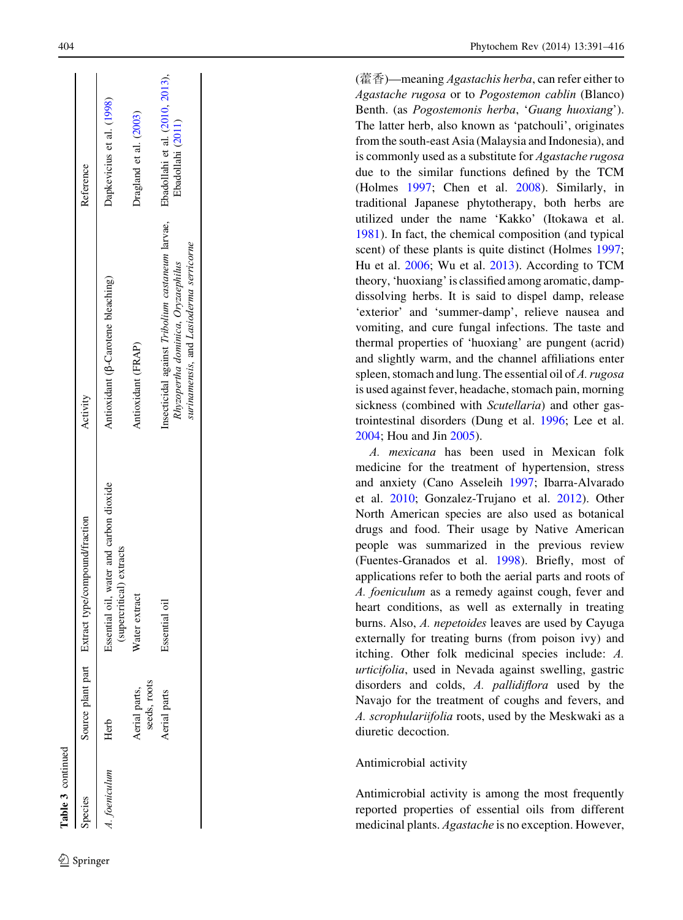**Table 3** continued

| Species | Source plant part | Extract type/compound/fraction | Activity | Reference |
|---|---|---|---|---|
| *A. foeniculum* | Herb | Essential oil, water and carbon dioxide (supercritical) extracts | Antioxidant (β-Carotene bleaching) | Dapkevicius et al. (1998) |
| | Aerial parts, seeds, roots | Water extract | Antioxidant (FRAP) | Dragland et al. (2003) |
| | Aerial parts | Essential oil | Insecticidal against *Tribolium castaneum* larvae, *Rhyzopertha dominica*, *Oryzaephilus surinamensis*, and *Lasioderma serricorne* | Ebadollahi et al. (2010, 2013), Ebadollahi (2011) |

(藿香)—meaning *Agastachis herba*, can refer either to *Agastache rugosa* or to *Pogostemon cablin* (Blanco) Benth. (as *Pogostemonis herba*, '*Guang huoxiang*'). The latter herb, also known as 'patchouli', originates from the south-east Asia (Malaysia and Indonesia), and is commonly used as a substitute for *Agastache rugosa* due to the similar functions defined by the TCM (Holmes 1997; Chen et al. 2008). Similarly, in traditional Japanese phytotherapy, both herbs are utilized under the name 'Kakko' (Itokawa et al. 1981). In fact, the chemical composition (and typical scent) of these plants is quite distinct (Holmes 1997; Hu et al. 2006; Wu et al. 2013). According to TCM theory, 'huoxiang' is classified among aromatic, damp-dissolving herbs. It is said to dispel damp, release 'exterior' and 'summer-damp', relieve nausea and vomiting, and cure fungal infections. The taste and thermal properties of 'huoxiang' are pungent (acrid) and slightly warm, and the channel affiliations enter spleen, stomach and lung. The essential oil of *A. rugosa* is used against fever, headache, stomach pain, morning sickness (combined with *Scutellaria*) and other gastrointestinal disorders (Dung et al. 1996; Lee et al. 2004; Hou and Jin 2005).

*A. mexicana* has been used in Mexican folk medicine for the treatment of hypertension, stress and anxiety (Cano Asseleih 1997; Ibarra-Alvarado et al. 2010; Gonzalez-Trujano et al. 2012). Other North American species are also used as botanical drugs and food. Their usage by Native American people was summarized in the previous review (Fuentes-Granados et al. 1998). Briefly, most of applications refer to both the aerial parts and roots of *A. foeniculum* as a remedy against cough, fever and heart conditions, as well as externally in treating burns. Also, *A. nepetoides* leaves are used by Cayuga externally for treating burns (from poison ivy) and itching. Other folk medicinal species include: *A. urticifolia*, used in Nevada against swelling, gastric disorders and colds, *A. pallidiflora* used by the Navajo for the treatment of coughs and fevers, and *A. scrophulariifolia* roots, used by the Meskwaki as a diuretic decoction.

## Antimicrobial activity

Antimicrobial activity is among the most frequently reported properties of essential oils from different medicinal plants. *Agastache* is no exception. However,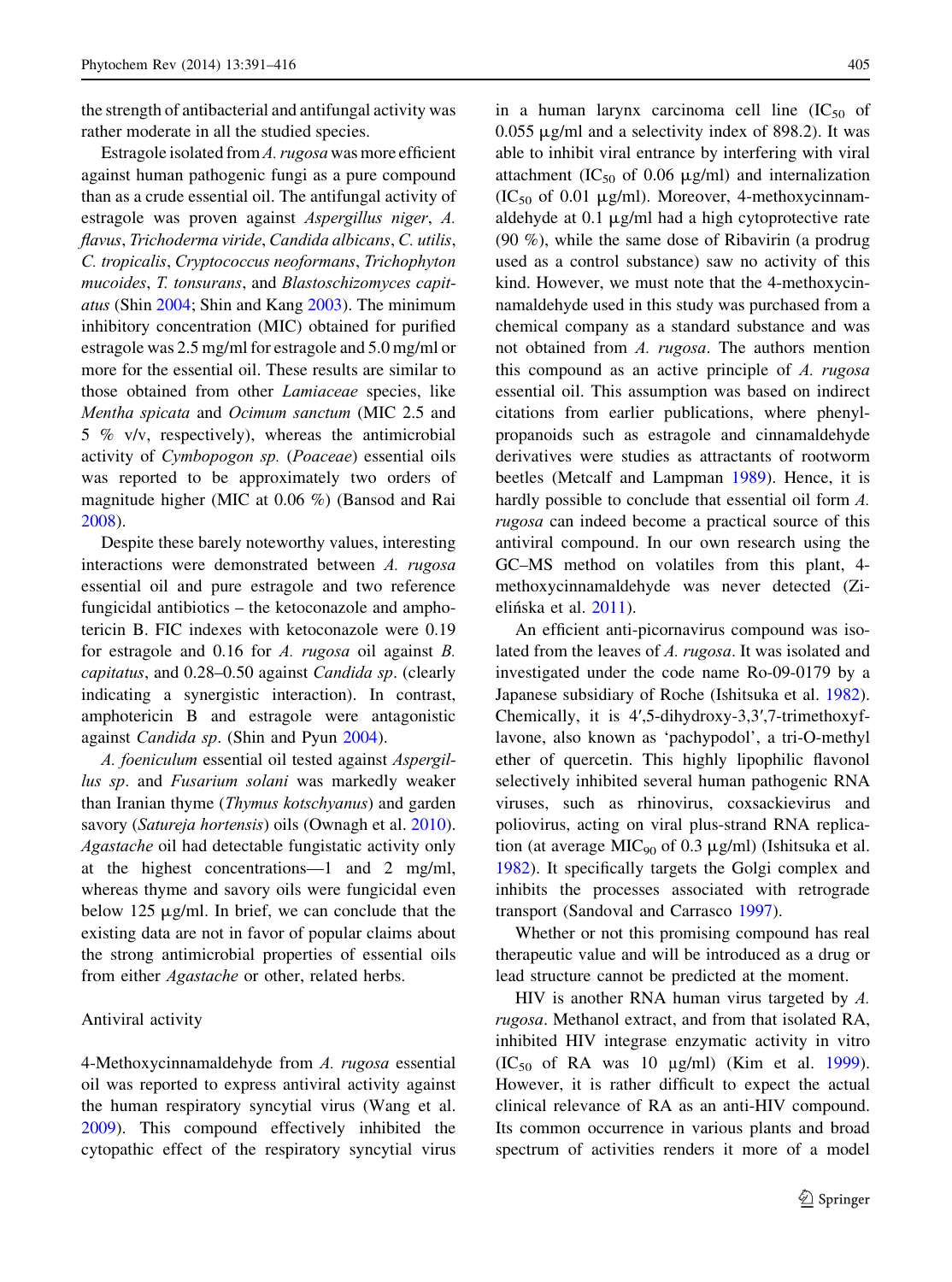the strength of antibacterial and antifungal activity was rather moderate in all the studied species.

Estragole isolated from *A. rugosa* was more efficient against human pathogenic fungi as a pure compound than as a crude essential oil. The antifungal activity of estragole was proven against *Aspergillus niger*, *A. flavus*, *Trichoderma viride*, *Candida albicans*, *C. utilis*, *C. tropicalis*, *Cryptococcus neoformans*, *Trichophyton mucoides*, *T. tonsurans*, and *Blastoschizomyces capitatus* (Shin 2004; Shin and Kang 2003). The minimum inhibitory concentration (MIC) obtained for purified estragole was 2.5 mg/ml for estragole and 5.0 mg/ml or more for the essential oil. These results are similar to those obtained from other *Lamiaceae* species, like *Mentha spicata* and *Ocimum sanctum* (MIC 2.5 and 5 % v/v, respectively), whereas the antimicrobial activity of *Cymbopogon sp.* (*Poaceae*) essential oils was reported to be approximately two orders of magnitude higher (MIC at 0.06 %) (Bansod and Rai 2008).

Despite these barely noteworthy values, interesting interactions were demonstrated between *A. rugosa* essential oil and pure estragole and two reference fungicidal antibiotics – the ketoconazole and amphotericin B. FIC indexes with ketoconazole were 0.19 for estragole and 0.16 for *A. rugosa* oil against *B. capitatus*, and 0.28–0.50 against *Candida sp*. (clearly indicating a synergistic interaction). In contrast, amphotericin B and estragole were antagonistic against *Candida sp*. (Shin and Pyun 2004).

*A. foeniculum* essential oil tested against *Aspergillus sp*. and *Fusarium solani* was markedly weaker than Iranian thyme (*Thymus kotschyanus*) and garden savory (*Satureja hortensis*) oils (Ownagh et al. 2010). *Agastache* oil had detectable fungistatic activity only at the highest concentrations—1 and 2 mg/ml, whereas thyme and savory oils were fungicidal even below 125 μg/ml. In brief, we can conclude that the existing data are not in favor of popular claims about the strong antimicrobial properties of essential oils from either *Agastache* or other, related herbs.

## Antiviral activity

4-Methoxycinnamaldehyde from *A. rugosa* essential oil was reported to express antiviral activity against the human respiratory syncytial virus (Wang et al. 2009). This compound effectively inhibited the cytopathic effect of the respiratory syncytial virus in a human larynx carcinoma cell line ($IC_{50}$ of 0.055 μg/ml and a selectivity index of 898.2). It was able to inhibit viral entrance by interfering with viral attachment ($IC_{50}$ of 0.06 μg/ml) and internalization ($IC_{50}$ of 0.01 μg/ml). Moreover, 4-methoxycinnamaldehyde at 0.1 μg/ml had a high cytoprotective rate (90 %), while the same dose of Ribavirin (a prodrug used as a control substance) saw no activity of this kind. However, we must note that the 4-methoxycinnamaldehyde used in this study was purchased from a chemical company as a standard substance and was not obtained from *A. rugosa*. The authors mention this compound as an active principle of *A. rugosa* essential oil. This assumption was based on indirect citations from earlier publications, where phenylpropanoids such as estragole and cinnamaldehyde derivatives were studies as attractants of rootworm beetles (Metcalf and Lampman 1989). Hence, it is hardly possible to conclude that essential oil form *A. rugosa* can indeed become a practical source of this antiviral compound. In our own research using the GC–MS method on volatiles from this plant, 4-methoxycinnamaldehyde was never detected (Zielińska et al. 2011).

An efficient anti-picornavirus compound was isolated from the leaves of *A. rugosa*. It was isolated and investigated under the code name Ro-09-0179 by a Japanese subsidiary of Roche (Ishitsuka et al. 1982). Chemically, it is 4′,5-dihydroxy-3,3′,7-trimethoxyflavone, also known as 'pachypodol', a tri-O-methyl ether of quercetin. This highly lipophilic flavonol selectively inhibited several human pathogenic RNA viruses, such as rhinovirus, coxsackievirus and poliovirus, acting on viral plus-strand RNA replication (at average $MIC_{90}$ of 0.3 μg/ml) (Ishitsuka et al. 1982). It specifically targets the Golgi complex and inhibits the processes associated with retrograde transport (Sandoval and Carrasco 1997).

Whether or not this promising compound has real therapeutic value and will be introduced as a drug or lead structure cannot be predicted at the moment.

HIV is another RNA human virus targeted by *A. rugosa*. Methanol extract, and from that isolated RA, inhibited HIV integrase enzymatic activity in vitro ($IC_{50}$ of RA was 10 μg/ml) (Kim et al. 1999). However, it is rather difficult to expect the actual clinical relevance of RA as an anti-HIV compound. Its common occurrence in various plants and broad spectrum of activities renders it more of a model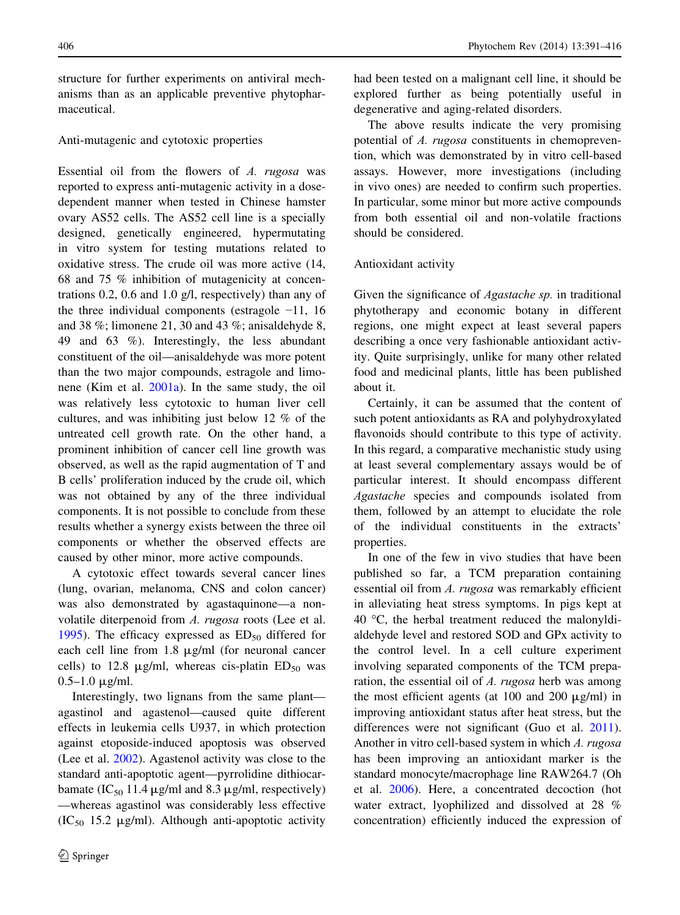structure for further experiments on antiviral mechanisms than as an applicable preventive phytopharmaceutical.

### Anti-mutagenic and cytotoxic properties

Essential oil from the flowers of *A. rugosa* was reported to express anti-mutagenic activity in a dose-dependent manner when tested in Chinese hamster ovary AS52 cells. The AS52 cell line is a specially designed, genetically engineered, hypermutating in vitro system for testing mutations related to oxidative stress. The crude oil was more active (14, 68 and 75 % inhibition of mutagenicity at concentrations 0.2, 0.6 and 1.0 g/l, respectively) than any of the three individual components (estragole −11, 16 and 38 %; limonene 21, 30 and 43 %; anisaldehyde 8, 49 and 63 %). Interestingly, the less abundant constituent of the oil—anisaldehyde was more potent than the two major compounds, estragole and limonene (Kim et al. 2001a). In the same study, the oil was relatively less cytotoxic to human liver cell cultures, and was inhibiting just below 12 % of the untreated cell growth rate. On the other hand, a prominent inhibition of cancer cell line growth was observed, as well as the rapid augmentation of T and B cells' proliferation induced by the crude oil, which was not obtained by any of the three individual components. It is not possible to conclude from these results whether a synergy exists between the three oil components or whether the observed effects are caused by other minor, more active compounds.

A cytotoxic effect towards several cancer lines (lung, ovarian, melanoma, CNS and colon cancer) was also demonstrated by agastaquinone—a non-volatile diterpenoid from *A. rugosa* roots (Lee et al. 1995). The efficacy expressed as $ED_{50}$ differed for each cell line from 1.8 μg/ml (for neuronal cancer cells) to 12.8 μg/ml, whereas cis-platin $ED_{50}$ was 0.5–1.0 μg/ml.

Interestingly, two lignans from the same plant—agastinol and agastenol—caused quite different effects in leukemia cells U937, in which protection against etoposide-induced apoptosis was observed (Lee et al. 2002). Agastenol activity was close to the standard anti-apoptotic agent—pyrrolidine dithiocarbamate ($IC_{50}$ 11.4 μg/ml and 8.3 μg/ml, respectively)—whereas agastinol was considerably less effective ($IC_{50}$ 15.2 μg/ml). Although anti-apoptotic activity had been tested on a malignant cell line, it should be explored further as being potentially useful in degenerative and aging-related disorders.

The above results indicate the very promising potential of *A. rugosa* constituents in chemoprevention, which was demonstrated by in vitro cell-based assays. However, more investigations (including in vivo ones) are needed to confirm such properties. In particular, some minor but more active compounds from both essential oil and non-volatile fractions should be considered.

### Antioxidant activity

Given the significance of *Agastache sp.* in traditional phytotherapy and economic botany in different regions, one might expect at least several papers describing a once very fashionable antioxidant activity. Quite surprisingly, unlike for many other related food and medicinal plants, little has been published about it.

Certainly, it can be assumed that the content of such potent antioxidants as RA and polyhydroxylated flavonoids should contribute to this type of activity. In this regard, a comparative mechanistic study using at least several complementary assays would be of particular interest. It should encompass different *Agastache* species and compounds isolated from them, followed by an attempt to elucidate the role of the individual constituents in the extracts' properties.

In one of the few in vivo studies that have been published so far, a TCM preparation containing essential oil from *A. rugosa* was remarkably efficient in alleviating heat stress symptoms. In pigs kept at 40 °C, the herbal treatment reduced the malonyldialdehyde level and restored SOD and GPx activity to the control level. In a cell culture experiment involving separated components of the TCM preparation, the essential oil of *A. rugosa* herb was among the most efficient agents (at 100 and 200 μg/ml) in improving antioxidant status after heat stress, but the differences were not significant (Guo et al. 2011). Another in vitro cell-based system in which *A. rugosa* has been improving an antioxidant marker is the standard monocyte/macrophage line RAW264.7 (Oh et al. 2006). Here, a concentrated decoction (hot water extract, lyophilized and dissolved at 28 % concentration) efficiently induced the expression of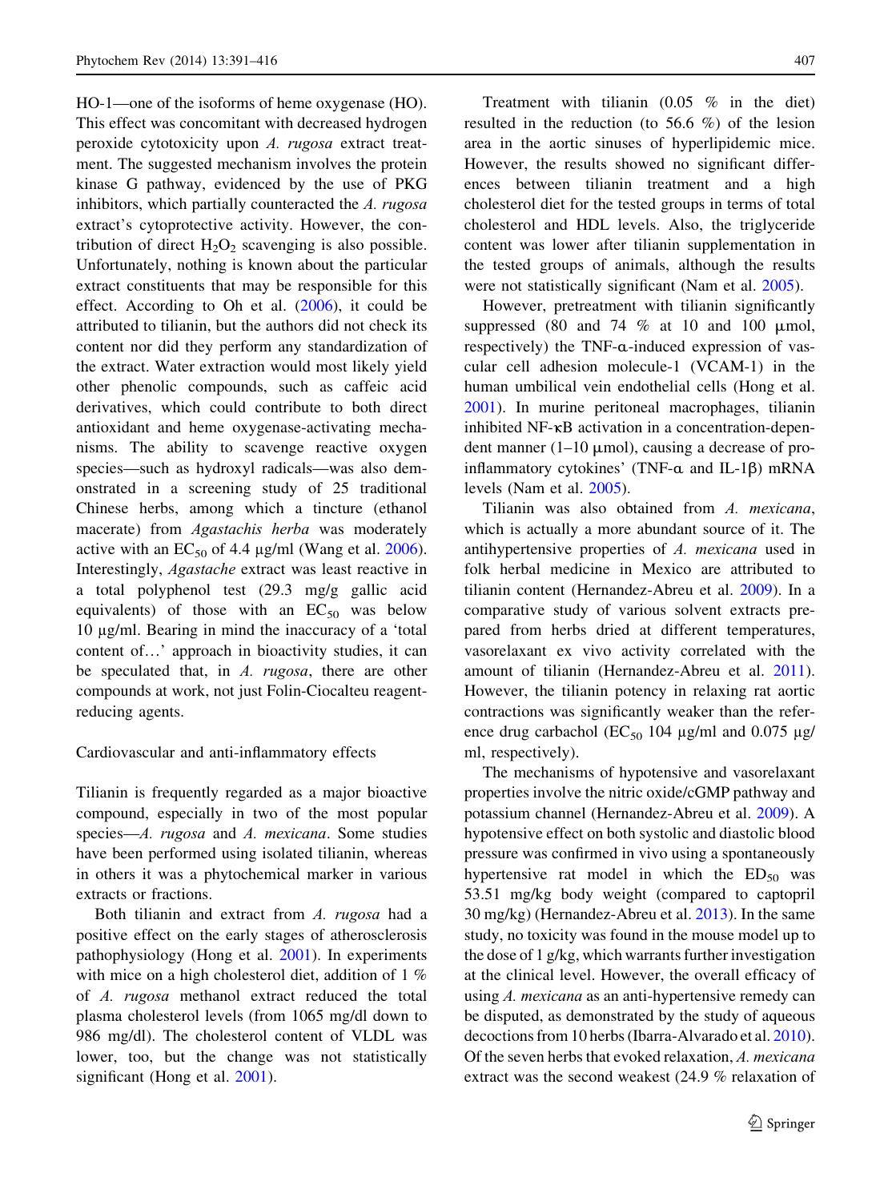HO-1—one of the isoforms of heme oxygenase (HO). This effect was concomitant with decreased hydrogen peroxide cytotoxicity upon *A. rugosa* extract treatment. The suggested mechanism involves the protein kinase G pathway, evidenced by the use of PKG inhibitors, which partially counteracted the *A. rugosa* extract's cytoprotective activity. However, the contribution of direct $H_2O_2$ scavenging is also possible. Unfortunately, nothing is known about the particular extract constituents that may be responsible for this effect. According to Oh et al. (2006), it could be attributed to tilianin, but the authors did not check its content nor did they perform any standardization of the extract. Water extraction would most likely yield other phenolic compounds, such as caffeic acid derivatives, which could contribute to both direct antioxidant and heme oxygenase-activating mechanisms. The ability to scavenge reactive oxygen species—such as hydroxyl radicals—was also demonstrated in a screening study of 25 traditional Chinese herbs, among which a tincture (ethanol macerate) from *Agastachis herba* was moderately active with an $EC_{50}$ of 4.4 μg/ml (Wang et al. 2006). Interestingly, *Agastache* extract was least reactive in a total polyphenol test (29.3 mg/g gallic acid equivalents) of those with an $EC_{50}$ was below 10 μg/ml. Bearing in mind the inaccuracy of a 'total content of…' approach in bioactivity studies, it can be speculated that, in *A. rugosa*, there are other compounds at work, not just Folin-Ciocalteu reagent-reducing agents.

## Cardiovascular and anti-inflammatory effects

Tilianin is frequently regarded as a major bioactive compound, especially in two of the most popular species—*A. rugosa* and *A. mexicana*. Some studies have been performed using isolated tilianin, whereas in others it was a phytochemical marker in various extracts or fractions.

Both tilianin and extract from *A. rugosa* had a positive effect on the early stages of atherosclerosis pathophysiology (Hong et al. 2001). In experiments with mice on a high cholesterol diet, addition of 1 % of *A. rugosa* methanol extract reduced the total plasma cholesterol levels (from 1065 mg/dl down to 986 mg/dl). The cholesterol content of VLDL was lower, too, but the change was not statistically significant (Hong et al. 2001).

Treatment with tilianin (0.05 % in the diet) resulted in the reduction (to 56.6 %) of the lesion area in the aortic sinuses of hyperlipidemic mice. However, the results showed no significant differences between tilianin treatment and a high cholesterol diet for the tested groups in terms of total cholesterol and HDL levels. Also, the triglyceride content was lower after tilianin supplementation in the tested groups of animals, although the results were not statistically significant (Nam et al. 2005).

However, pretreatment with tilianin significantly suppressed (80 and 74 % at 10 and 100 μmol, respectively) the TNF-α-induced expression of vascular cell adhesion molecule-1 (VCAM-1) in the human umbilical vein endothelial cells (Hong et al. 2001). In murine peritoneal macrophages, tilianin inhibited NF-κB activation in a concentration-dependent manner (1–10 μmol), causing a decrease of pro-inflammatory cytokines' (TNF-α and IL-1β) mRNA levels (Nam et al. 2005).

Tilianin was also obtained from *A. mexicana*, which is actually a more abundant source of it. The antihypertensive properties of *A. mexicana* used in folk herbal medicine in Mexico are attributed to tilianin content (Hernandez-Abreu et al. 2009). In a comparative study of various solvent extracts prepared from herbs dried at different temperatures, vasorelaxant ex vivo activity correlated with the amount of tilianin (Hernandez-Abreu et al. 2011). However, the tilianin potency in relaxing rat aortic contractions was significantly weaker than the reference drug carbachol ($EC_{50}$ 104 μg/ml and 0.075 μg/ml, respectively).

The mechanisms of hypotensive and vasorelaxant properties involve the nitric oxide/cGMP pathway and potassium channel (Hernandez-Abreu et al. 2009). A hypotensive effect on both systolic and diastolic blood pressure was confirmed in vivo using a spontaneously hypertensive rat model in which the $ED_{50}$ was 53.51 mg/kg body weight (compared to captopril 30 mg/kg) (Hernandez-Abreu et al. 2013). In the same study, no toxicity was found in the mouse model up to the dose of 1 g/kg, which warrants further investigation at the clinical level. However, the overall efficacy of using *A. mexicana* as an anti-hypertensive remedy can be disputed, as demonstrated by the study of aqueous decoctions from 10 herbs (Ibarra-Alvarado et al. 2010). Of the seven herbs that evoked relaxation, *A. mexicana* extract was the second weakest (24.9 % relaxation of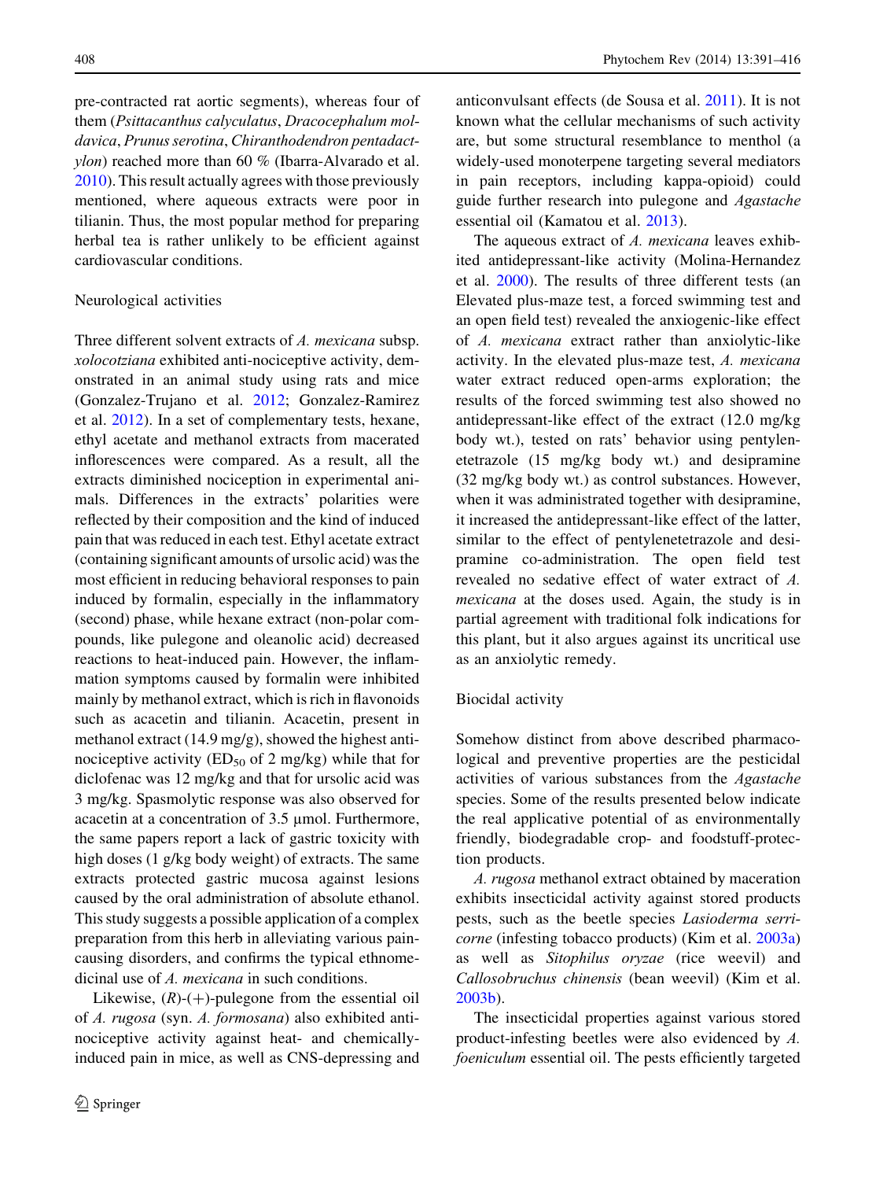pre-contracted rat aortic segments), whereas four of them (*Psittacanthus calyculatus*, *Dracocephalum moldavica*, *Prunus serotina*, *Chiranthodendron pentadactylon*) reached more than 60 % (Ibarra-Alvarado et al. 2010). This result actually agrees with those previously mentioned, where aqueous extracts were poor in tilianin. Thus, the most popular method for preparing herbal tea is rather unlikely to be efficient against cardiovascular conditions.

### Neurological activities

Three different solvent extracts of *A. mexicana* subsp. *xolocotziana* exhibited anti-nociceptive activity, demonstrated in an animal study using rats and mice (Gonzalez-Trujano et al. 2012; Gonzalez-Ramirez et al. 2012). In a set of complementary tests, hexane, ethyl acetate and methanol extracts from macerated inflorescences were compared. As a result, all the extracts diminished nociception in experimental animals. Differences in the extracts' polarities were reflected by their composition and the kind of induced pain that was reduced in each test. Ethyl acetate extract (containing significant amounts of ursolic acid) was the most efficient in reducing behavioral responses to pain induced by formalin, especially in the inflammatory (second) phase, while hexane extract (non-polar compounds, like pulegone and oleanolic acid) decreased reactions to heat-induced pain. However, the inflammation symptoms caused by formalin were inhibited mainly by methanol extract, which is rich in flavonoids such as acacetin and tilianin. Acacetin, present in methanol extract (14.9 mg/g), showed the highest anti-nociceptive activity ($ED_{50}$ of 2 mg/kg) while that for diclofenac was 12 mg/kg and that for ursolic acid was 3 mg/kg. Spasmolytic response was also observed for acacetin at a concentration of 3.5 µmol. Furthermore, the same papers report a lack of gastric toxicity with high doses (1 g/kg body weight) of extracts. The same extracts protected gastric mucosa against lesions caused by the oral administration of absolute ethanol. This study suggests a possible application of a complex preparation from this herb in alleviating various pain-causing disorders, and confirms the typical ethnomedicinal use of *A. mexicana* in such conditions.

Likewise, (*R*)-(+)-pulegone from the essential oil of *A. rugosa* (syn. *A. formosana*) also exhibited anti-nociceptive activity against heat- and chemically-induced pain in mice, as well as CNS-depressing and anticonvulsant effects (de Sousa et al. 2011). It is not known what the cellular mechanisms of such activity are, but some structural resemblance to menthol (a widely-used monoterpene targeting several mediators in pain receptors, including kappa-opioid) could guide further research into pulegone and *Agastache* essential oil (Kamatou et al. 2013).

The aqueous extract of *A. mexicana* leaves exhibited antidepressant-like activity (Molina-Hernandez et al. 2000). The results of three different tests (an Elevated plus-maze test, a forced swimming test and an open field test) revealed the anxiogenic-like effect of *A. mexicana* extract rather than anxiolytic-like activity. In the elevated plus-maze test, *A. mexicana* water extract reduced open-arms exploration; the results of the forced swimming test also showed no antidepressant-like effect of the extract (12.0 mg/kg body wt.), tested on rats' behavior using pentylenetetrazole (15 mg/kg body wt.) and desipramine (32 mg/kg body wt.) as control substances. However, when it was administrated together with desipramine, it increased the antidepressant-like effect of the latter, similar to the effect of pentylenetetrazole and desipramine co-administration. The open field test revealed no sedative effect of water extract of *A. mexicana* at the doses used. Again, the study is in partial agreement with traditional folk indications for this plant, but it also argues against its uncritical use as an anxiolytic remedy.

### Biocidal activity

Somehow distinct from above described pharmacological and preventive properties are the pesticidal activities of various substances from the *Agastache* species. Some of the results presented below indicate the real applicative potential of as environmentally friendly, biodegradable crop- and foodstuff-protection products.

*A. rugosa* methanol extract obtained by maceration exhibits insecticidal activity against stored products pests, such as the beetle species *Lasioderma serricorne* (infesting tobacco products) (Kim et al. 2003a) as well as *Sitophilus oryzae* (rice weevil) and *Callosobruchus chinensis* (bean weevil) (Kim et al. 2003b).

The insecticidal properties against various stored product-infesting beetles were also evidenced by *A. foeniculum* essential oil. The pests efficiently targeted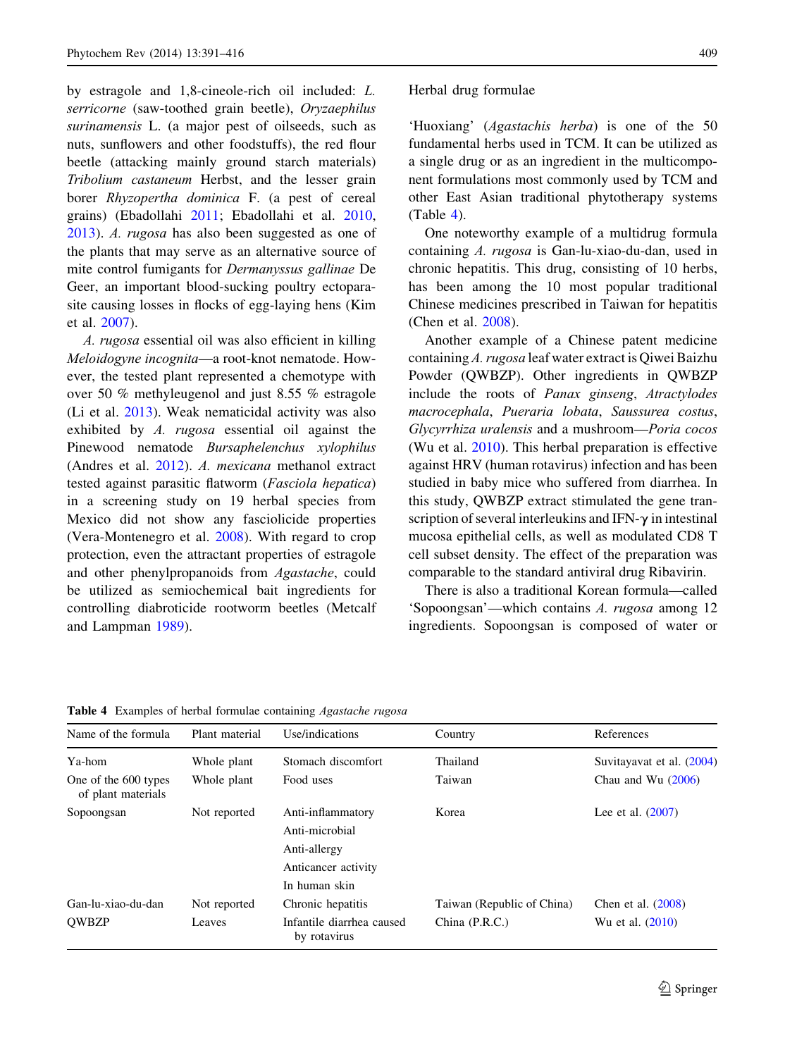by estragole and 1,8-cineole-rich oil included: *L. serricorne* (saw-toothed grain beetle), *Oryzaephilus surinamensis* L. (a major pest of oilseeds, such as nuts, sunflowers and other foodstuffs), the red flour beetle (attacking mainly ground starch materials) *Tribolium castaneum* Herbst, and the lesser grain borer *Rhyzopertha dominica* F. (a pest of cereal grains) (Ebadollahi 2011; Ebadollahi et al. 2010, 2013). *A. rugosa* has also been suggested as one of the plants that may serve as an alternative source of mite control fumigants for *Dermanyssus gallinae* De Geer, an important blood-sucking poultry ectoparasite causing losses in flocks of egg-laying hens (Kim et al. 2007).

*A. rugosa* essential oil was also efficient in killing *Meloidogyne incognita*—a root-knot nematode. However, the tested plant represented a chemotype with over 50 % methyleugenol and just 8.55 % estragole (Li et al. 2013). Weak nematicidal activity was also exhibited by *A. rugosa* essential oil against the Pinewood nematode *Bursaphelenchus xylophilus* (Andres et al. 2012). *A. mexicana* methanol extract tested against parasitic flatworm (*Fasciola hepatica*) in a screening study on 19 herbal species from Mexico did not show any fasciolicide properties (Vera-Montenegro et al. 2008). With regard to crop protection, even the attractant properties of estragole and other phenylpropanoids from *Agastache*, could be utilized as semiochemical bait ingredients for controlling diabroticide rootworm beetles (Metcalf and Lampman 1989).

## Herbal drug formulae

'Huoxiang' (*Agastachis herba*) is one of the 50 fundamental herbs used in TCM. It can be utilized as a single drug or as an ingredient in the multicomponent formulations most commonly used by TCM and other East Asian traditional phytotherapy systems (Table 4).

One noteworthy example of a multidrug formula containing *A. rugosa* is Gan-lu-xiao-du-dan, used in chronic hepatitis. This drug, consisting of 10 herbs, has been among the 10 most popular traditional Chinese medicines prescribed in Taiwan for hepatitis (Chen et al. 2008).

Another example of a Chinese patent medicine containing *A. rugosa* leaf water extract is Qiwei Baizhu Powder (QWBZP). Other ingredients in QWBZP include the roots of *Panax ginseng*, *Atractylodes macrocephala*, *Pueraria lobata*, *Saussurea costus*, *Glycyrrhiza uralensis* and a mushroom—*Poria cocos* (Wu et al. 2010). This herbal preparation is effective against HRV (human rotavirus) infection and has been studied in baby mice who suffered from diarrhea. In this study, QWBZP extract stimulated the gene transcription of several interleukins and IFN-$\gamma$ in intestinal mucosa epithelial cells, as well as modulated CD8 T cell subset density. The effect of the preparation was comparable to the standard antiviral drug Ribavirin.

There is also a traditional Korean formula—called 'Sopoongsan'—which contains *A. rugosa* among 12 ingredients. Sopoongsan is composed of water or

**Table 4** Examples of herbal formulae containing *Agastache rugosa*

| Name of the formula | Plant material | Use/indications | Country | References |
|---|---|---|---|---|
| Ya-hom | Whole plant | Stomach discomfort | Thailand | Suvitayavat et al. (2004) |
| One of the 600 types of plant materials | Whole plant | Food uses | Taiwan | Chau and Wu (2006) |
| Sopoongsan | Not reported | Anti-inflammatory<br>Anti-microbial<br>Anti-allergy<br>Anticancer activity<br>In human skin | Korea | Lee et al. (2007) |
| Gan-lu-xiao-du-dan | Not reported | Chronic hepatitis | Taiwan (Republic of China) | Chen et al. (2008) |
| QWBZP | Leaves | Infantile diarrhea caused by rotavirus | China (P.R.C.) | Wu et al. (2010) |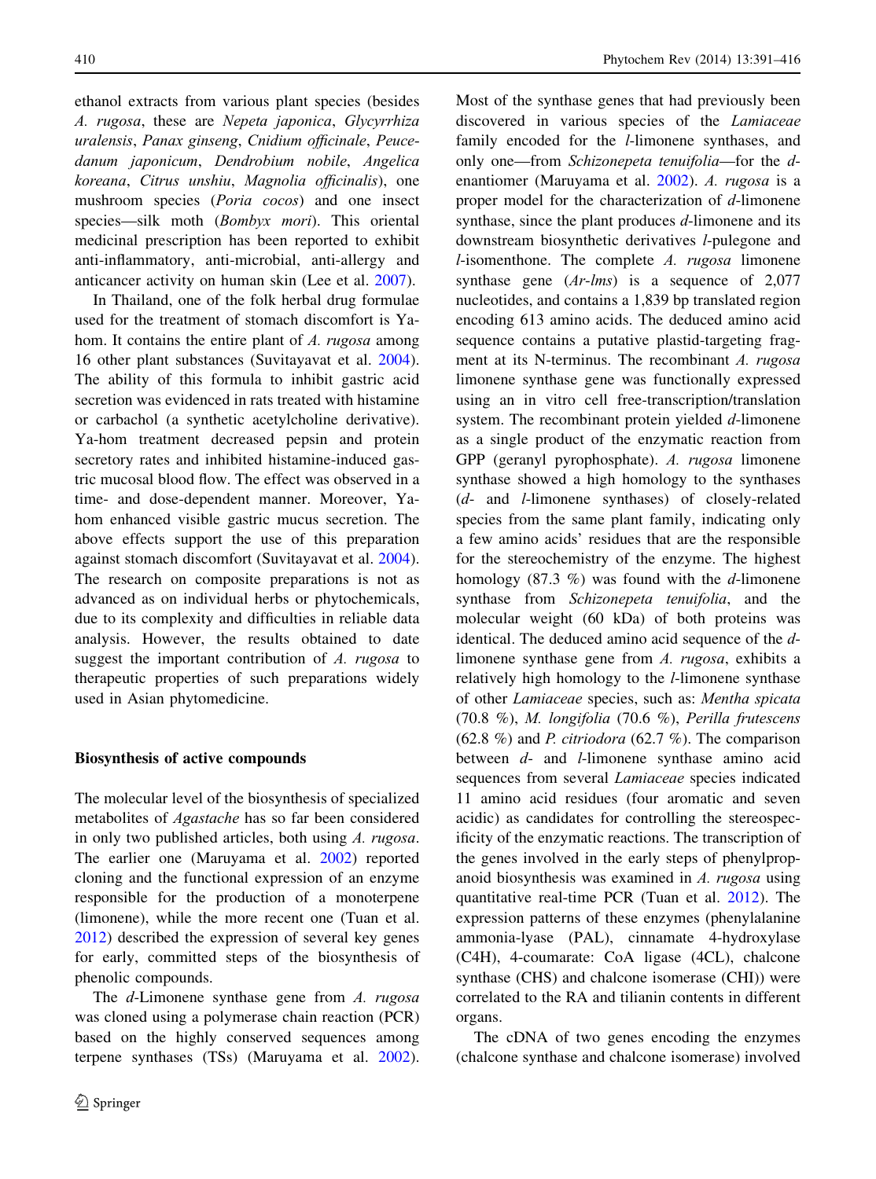ethanol extracts from various plant species (besides *A. rugosa*, these are *Nepeta japonica*, *Glycyrrhiza uralensis*, *Panax ginseng*, *Cnidium officinale*, *Peucedanum japonicum*, *Dendrobium nobile*, *Angelica koreana*, *Citrus unshiu*, *Magnolia officinalis*), one mushroom species (*Poria cocos*) and one insect species—silk moth (*Bombyx mori*). This oriental medicinal prescription has been reported to exhibit anti-inflammatory, anti-microbial, anti-allergy and anticancer activity on human skin (Lee et al. 2007).

In Thailand, one of the folk herbal drug formulae used for the treatment of stomach discomfort is Ya-hom. It contains the entire plant of *A. rugosa* among 16 other plant substances (Suvitayavat et al. 2004). The ability of this formula to inhibit gastric acid secretion was evidenced in rats treated with histamine or carbachol (a synthetic acetylcholine derivative). Ya-hom treatment decreased pepsin and protein secretory rates and inhibited histamine-induced gastric mucosal blood flow. The effect was observed in a time- and dose-dependent manner. Moreover, Ya-hom enhanced visible gastric mucus secretion. The above effects support the use of this preparation against stomach discomfort (Suvitayavat et al. 2004). The research on composite preparations is not as advanced as on individual herbs or phytochemicals, due to its complexity and difficulties in reliable data analysis. However, the results obtained to date suggest the important contribution of *A. rugosa* to therapeutic properties of such preparations widely used in Asian phytomedicine.

## Biosynthesis of active compounds

The molecular level of the biosynthesis of specialized metabolites of *Agastache* has so far been considered in only two published articles, both using *A. rugosa*. The earlier one (Maruyama et al. 2002) reported cloning and the functional expression of an enzyme responsible for the production of a monoterpene (limonene), while the more recent one (Tuan et al. 2012) described the expression of several key genes for early, committed steps of the biosynthesis of phenolic compounds.

The *d*-Limonene synthase gene from *A. rugosa* was cloned using a polymerase chain reaction (PCR) based on the highly conserved sequences among terpene synthases (TSs) (Maruyama et al. 2002). Most of the synthase genes that had previously been discovered in various species of the *Lamiaceae* family encoded for the *l*-limonene synthases, and only one—from *Schizonepeta tenuifolia*—for the *d*-enantiomer (Maruyama et al. 2002). *A. rugosa* is a proper model for the characterization of *d*-limonene synthase, since the plant produces *d*-limonene and its downstream biosynthetic derivatives *l*-pulegone and *l*-isomenthone. The complete *A. rugosa* limonene synthase gene (*Ar-lms*) is a sequence of 2,077 nucleotides, and contains a 1,839 bp translated region encoding 613 amino acids. The deduced amino acid sequence contains a putative plastid-targeting fragment at its N-terminus. The recombinant *A. rugosa* limonene synthase gene was functionally expressed using an in vitro cell free-transcription/translation system. The recombinant protein yielded *d*-limonene as a single product of the enzymatic reaction from GPP (geranyl pyrophosphate). *A. rugosa* limonene synthase showed a high homology to the synthases (*d*- and *l*-limonene synthases) of closely-related species from the same plant family, indicating only a few amino acids' residues that are the responsible for the stereochemistry of the enzyme. The highest homology (87.3 %) was found with the *d*-limonene synthase from *Schizonepeta tenuifolia*, and the molecular weight (60 kDa) of both proteins was identical. The deduced amino acid sequence of the *d*-limonene synthase gene from *A. rugosa*, exhibits a relatively high homology to the *l*-limonene synthase of other *Lamiaceae* species, such as: *Mentha spicata* (70.8 %), *M. longifolia* (70.6 %), *Perilla frutescens* (62.8 %) and *P. citriodora* (62.7 %). The comparison between *d*- and *l*-limonene synthase amino acid sequences from several *Lamiaceae* species indicated 11 amino acid residues (four aromatic and seven acidic) as candidates for controlling the stereospecificity of the enzymatic reactions. The transcription of the genes involved in the early steps of phenylpropanoid biosynthesis was examined in *A. rugosa* using quantitative real-time PCR (Tuan et al. 2012). The expression patterns of these enzymes (phenylalanine ammonia-lyase (PAL), cinnamate 4-hydroxylase (C4H), 4-coumarate: CoA ligase (4CL), chalcone synthase (CHS) and chalcone isomerase (CHI)) were correlated to the RA and tilianin contents in different organs.

The cDNA of two genes encoding the enzymes (chalcone synthase and chalcone isomerase) involved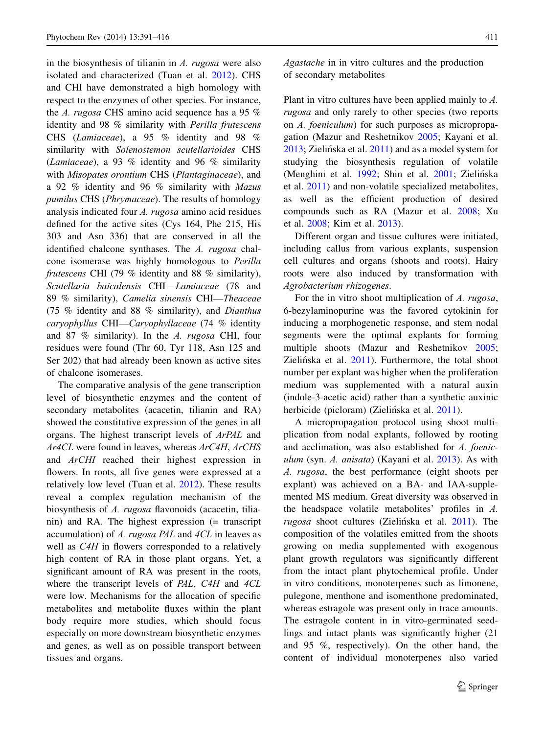in the biosynthesis of tilianin in *A. rugosa* were also isolated and characterized (Tuan et al. 2012). CHS and CHI have demonstrated a high homology with respect to the enzymes of other species. For instance, the *A. rugosa* CHS amino acid sequence has a 95 % identity and 98 % similarity with *Perilla frutescens* CHS (*Lamiaceae*), a 95 % identity and 98 % similarity with *Solenostemon scutellarioides* CHS (*Lamiaceae*), a 93 % identity and 96 % similarity with *Misopates orontium* CHS (*Plantaginaceae*), and a 92 % identity and 96 % similarity with *Mazus pumilus* CHS (*Phrymaceae*). The results of homology analysis indicated four *A. rugosa* amino acid residues defined for the active sites (Cys 164, Phe 215, His 303 and Asn 336) that are conserved in all the identified chalcone synthases. The *A. rugosa* chalcone isomerase was highly homologous to *Perilla frutescens* CHI (79 % identity and 88 % similarity), *Scutellaria baicalensis* CHI—*Lamiaceae* (78 and 89 % similarity), *Camelia sinensis* CHI—*Theaceae* (75 % identity and 88 % similarity), and *Dianthus caryophyllus* CHI—*Caryophyllaceae* (74 % identity and 87 % similarity). In the *A. rugosa* CHI, four residues were found (Thr 60, Tyr 118, Asn 125 and Ser 202) that had already been known as active sites of chalcone isomerases.

The comparative analysis of the gene transcription level of biosynthetic enzymes and the content of secondary metabolites (acacetin, tilianin and RA) showed the constitutive expression of the genes in all organs. The highest transcript levels of *ArPAL* and *Ar4CL* were found in leaves, whereas *ArC4H*, *ArCHS* and *ArCHI* reached their highest expression in flowers. In roots, all five genes were expressed at a relatively low level (Tuan et al. 2012). These results reveal a complex regulation mechanism of the biosynthesis of *A. rugosa* flavonoids (acacetin, tilianin) and RA. The highest expression (= transcript accumulation) of *A. rugosa PAL* and *4CL* in leaves as well as *C4H* in flowers corresponded to a relatively high content of RA in those plant organs. Yet, a significant amount of RA was present in the roots, where the transcript levels of *PAL*, *C4H* and *4CL* were low. Mechanisms for the allocation of specific metabolites and metabolite fluxes within the plant body require more studies, which should focus especially on more downstream biosynthetic enzymes and genes, as well as on possible transport between tissues and organs.

### *Agastache* in in vitro cultures and the production of secondary metabolites

Plant in vitro cultures have been applied mainly to *A. rugosa* and only rarely to other species (two reports on *A. foeniculum*) for such purposes as micropropagation (Mazur and Reshetnikov 2005; Kayani et al. 2013; Zielińska et al. 2011) and as a model system for studying the biosynthesis regulation of volatile (Menghini et al. 1992; Shin et al. 2001; Zielińska et al. 2011) and non-volatile specialized metabolites, as well as the efficient production of desired compounds such as RA (Mazur et al. 2008; Xu et al. 2008; Kim et al. 2013).

Different organ and tissue cultures were initiated, including callus from various explants, suspension cell cultures and organs (shoots and roots). Hairy roots were also induced by transformation with *Agrobacterium rhizogenes*.

For the in vitro shoot multiplication of *A. rugosa*, 6-bezylaminopurine was the favored cytokinin for inducing a morphogenetic response, and stem nodal segments were the optimal explants for forming multiple shoots (Mazur and Reshetnikov 2005; Zielińska et al. 2011). Furthermore, the total shoot number per explant was higher when the proliferation medium was supplemented with a natural auxin (indole-3-acetic acid) rather than a synthetic auxinic herbicide (picloram) (Zielińska et al. 2011).

A micropropagation protocol using shoot multiplication from nodal explants, followed by rooting and acclimation, was also established for *A. foeniculum* (syn. *A. anisata*) (Kayani et al. 2013). As with *A. rugosa*, the best performance (eight shoots per explant) was achieved on a BA- and IAA-supplemented MS medium. Great diversity was observed in the headspace volatile metabolites' profiles in *A. rugosa* shoot cultures (Zielińska et al. 2011). The composition of the volatiles emitted from the shoots growing on media supplemented with exogenous plant growth regulators was significantly different from the intact plant phytochemical profile. Under in vitro conditions, monoterpenes such as limonene, pulegone, menthone and isomenthone predominated, whereas estragole was present only in trace amounts. The estragole content in in vitro-germinated seedlings and intact plants was significantly higher (21 and 95 %, respectively). On the other hand, the content of individual monoterpenes also varied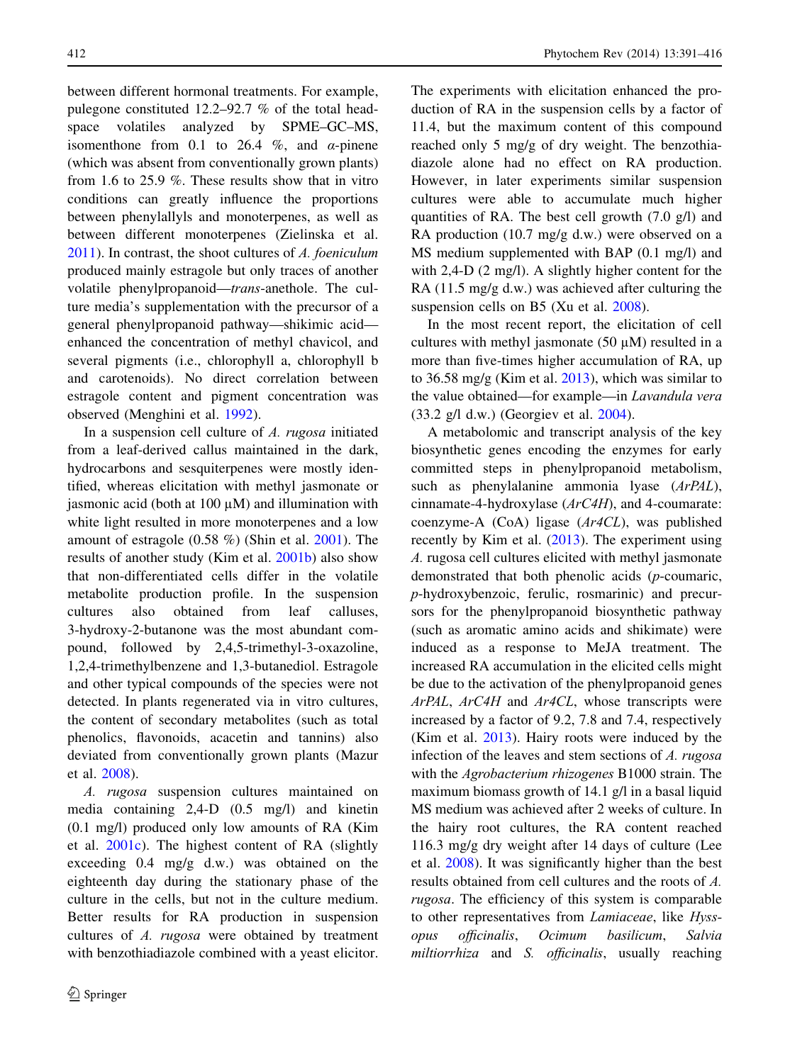between different hormonal treatments. For example, pulegone constituted 12.2–92.7 % of the total headspace volatiles analyzed by SPME–GC–MS, isomenthone from 0.1 to 26.4 %, and α-pinene (which was absent from conventionally grown plants) from 1.6 to 25.9 %. These results show that in vitro conditions can greatly influence the proportions between phenylallyls and monoterpenes, as well as between different monoterpenes (Zielinska et al. 2011). In contrast, the shoot cultures of *A. foeniculum* produced mainly estragole but only traces of another volatile phenylpropanoid—*trans*-anethole. The culture media's supplementation with the precursor of a general phenylpropanoid pathway—shikimic acid—enhanced the concentration of methyl chavicol, and several pigments (i.e., chlorophyll a, chlorophyll b and carotenoids). No direct correlation between estragole content and pigment concentration was observed (Menghini et al. 1992).

In a suspension cell culture of *A. rugosa* initiated from a leaf-derived callus maintained in the dark, hydrocarbons and sesquiterpenes were mostly identified, whereas elicitation with methyl jasmonate or jasmonic acid (both at 100 μM) and illumination with white light resulted in more monoterpenes and a low amount of estragole (0.58 %) (Shin et al. 2001). The results of another study (Kim et al. 2001b) also show that non-differentiated cells differ in the volatile metabolite production profile. In the suspension cultures also obtained from leaf calluses, 3-hydroxy-2-butanone was the most abundant compound, followed by 2,4,5-trimethyl-3-oxazoline, 1,2,4-trimethylbenzene and 1,3-butanediol. Estragole and other typical compounds of the species were not detected. In plants regenerated via in vitro cultures, the content of secondary metabolites (such as total phenolics, flavonoids, acacetin and tannins) also deviated from conventionally grown plants (Mazur et al. 2008).

*A. rugosa* suspension cultures maintained on media containing 2,4-D (0.5 mg/l) and kinetin (0.1 mg/l) produced only low amounts of RA (Kim et al. 2001c). The highest content of RA (slightly exceeding 0.4 mg/g d.w.) was obtained on the eighteenth day during the stationary phase of the culture in the cells, but not in the culture medium. Better results for RA production in suspension cultures of *A. rugosa* were obtained by treatment with benzothiadiazole combined with a yeast elicitor. The experiments with elicitation enhanced the production of RA in the suspension cells by a factor of 11.4, but the maximum content of this compound reached only 5 mg/g of dry weight. The benzothiadiazole alone had no effect on RA production. However, in later experiments similar suspension cultures were able to accumulate much higher quantities of RA. The best cell growth (7.0 g/l) and RA production (10.7 mg/g d.w.) were observed on a MS medium supplemented with BAP (0.1 mg/l) and with 2,4-D (2 mg/l). A slightly higher content for the RA (11.5 mg/g d.w.) was achieved after culturing the suspension cells on B5 (Xu et al. 2008).

In the most recent report, the elicitation of cell cultures with methyl jasmonate (50 μM) resulted in a more than five-times higher accumulation of RA, up to 36.58 mg/g (Kim et al. 2013), which was similar to the value obtained—for example—in *Lavandula vera* (33.2 g/l d.w.) (Georgiev et al. 2004).

A metabolomic and transcript analysis of the key biosynthetic genes encoding the enzymes for early committed steps in phenylpropanoid metabolism, such as phenylalanine ammonia lyase (*ArPAL*), cinnamate-4-hydroxylase (*ArC4H*), and 4-coumarate: coenzyme-A (CoA) ligase (*Ar4CL*), was published recently by Kim et al. (2013). The experiment using *A.* rugosa cell cultures elicited with methyl jasmonate demonstrated that both phenolic acids (*p*-coumaric, *p*-hydroxybenzoic, ferulic, rosmarinic) and precursors for the phenylpropanoid biosynthetic pathway (such as aromatic amino acids and shikimate) were induced as a response to MeJA treatment. The increased RA accumulation in the elicited cells might be due to the activation of the phenylpropanoid genes *ArPAL*, *ArC4H* and *Ar4CL*, whose transcripts were increased by a factor of 9.2, 7.8 and 7.4, respectively (Kim et al. 2013). Hairy roots were induced by the infection of the leaves and stem sections of *A. rugosa* with the *Agrobacterium rhizogenes* B1000 strain. The maximum biomass growth of 14.1 g/l in a basal liquid MS medium was achieved after 2 weeks of culture. In the hairy root cultures, the RA content reached 116.3 mg/g dry weight after 14 days of culture (Lee et al. 2008). It was significantly higher than the best results obtained from cell cultures and the roots of *A. rugosa*. The efficiency of this system is comparable to other representatives from *Lamiaceae*, like *Hyssopus officinalis*, *Ocimum basilicum*, *Salvia miltiorrhiza* and *S. officinalis*, usually reaching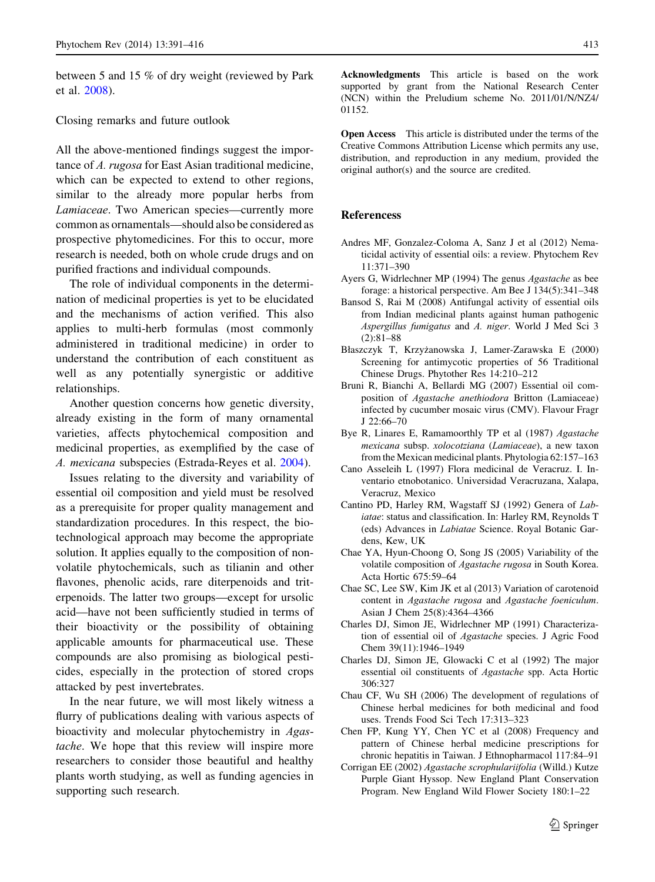between 5 and 15 % of dry weight (reviewed by Park et al. 2008).

## Closing remarks and future outlook

All the above-mentioned findings suggest the importance of *A. rugosa* for East Asian traditional medicine, which can be expected to extend to other regions, similar to the already more popular herbs from *Lamiaceae*. Two American species—currently more common as ornamentals—should also be considered as prospective phytomedicines. For this to occur, more research is needed, both on whole crude drugs and on purified fractions and individual compounds.

The role of individual components in the determination of medicinal properties is yet to be elucidated and the mechanisms of action verified. This also applies to multi-herb formulas (most commonly administered in traditional medicine) in order to understand the contribution of each constituent as well as any potentially synergistic or additive relationships.

Another question concerns how genetic diversity, already existing in the form of many ornamental varieties, affects phytochemical composition and medicinal properties, as exemplified by the case of *A. mexicana* subspecies (Estrada-Reyes et al. 2004).

Issues relating to the diversity and variability of essential oil composition and yield must be resolved as a prerequisite for proper quality management and standardization procedures. In this respect, the biotechnological approach may become the appropriate solution. It applies equally to the composition of non-volatile phytochemicals, such as tilianin and other flavones, phenolic acids, rare diterpenoids and triterpenoids. The latter two groups—except for ursolic acid—have not been sufficiently studied in terms of their bioactivity or the possibility of obtaining applicable amounts for pharmaceutical use. These compounds are also promising as biological pesticides, especially in the protection of stored crops attacked by pest invertebrates.

In the near future, we will most likely witness a flurry of publications dealing with various aspects of bioactivity and molecular phytochemistry in *Agastache*. We hope that this review will inspire more researchers to consider those beautiful and healthy plants worth studying, as well as funding agencies in supporting such research.

**Acknowledgments** This article is based on the work supported by grant from the National Research Center (NCN) within the Preludium scheme No. 2011/01/N/NZ4/01152.

**Open Access** This article is distributed under the terms of the Creative Commons Attribution License which permits any use, distribution, and reproduction in any medium, provided the original author(s) and the source are credited.

## Referencess

Andres MF, Gonzalez-Coloma A, Sanz J et al (2012) Nematicidal activity of essential oils: a review. Phytochem Rev 11:371–390

Ayers G, Widrlechner MP (1994) The genus *Agastache* as bee forage: a historical perspective. Am Bee J 134(5):341–348

Bansod S, Rai M (2008) Antifungal activity of essential oils from Indian medicinal plants against human pathogenic *Aspergillus fumigatus* and *A. niger*. World J Med Sci 3 (2):81–88

Błaszczyk T, Krzyżanowska J, Lamer-Zarawska E (2000) Screening for antimycotic properties of 56 Traditional Chinese Drugs. Phytother Res 14:210–212

Bruni R, Bianchi A, Bellardi MG (2007) Essential oil composition of *Agastache anethiodora* Britton (Lamiaceae) infected by cucumber mosaic virus (CMV). Flavour Fragr J 22:66–70

Bye R, Linares E, Ramamoorthly TP et al (1987) *Agastache mexicana* subsp. *xolocotziana* (*Lamiaceae*), a new taxon from the Mexican medicinal plants. Phytologia 62:157–163

Cano Asseleih L (1997) Flora medicinal de Veracruz. I. Inventario etnobotanico. Universidad Veracruzana, Xalapa, Veracruz, Mexico

Cantino PD, Harley RM, Wagstaff SJ (1992) Genera of *Labiatae*: status and classification. In: Harley RM, Reynolds T (eds) Advances in *Labiatae* Science. Royal Botanic Gardens, Kew, UK

Chae YA, Hyun-Choong O, Song JS (2005) Variability of the volatile composition of *Agastache rugosa* in South Korea. Acta Hortic 675:59–64

Chae SC, Lee SW, Kim JK et al (2013) Variation of carotenoid content in *Agastache rugosa* and *Agastache foeniculum*. Asian J Chem 25(8):4364–4366

Charles DJ, Simon JE, Widrlechner MP (1991) Characterization of essential oil of *Agastache* species. J Agric Food Chem 39(11):1946–1949

Charles DJ, Simon JE, Glowacki C et al (1992) The major essential oil constituents of *Agastache* spp. Acta Hortic 306:327

Chau CF, Wu SH (2006) The development of regulations of Chinese herbal medicines for both medicinal and food uses. Trends Food Sci Tech 17:313–323

Chen FP, Kung YY, Chen YC et al (2008) Frequency and pattern of Chinese herbal medicine prescriptions for chronic hepatitis in Taiwan. J Ethnopharmacol 117:84–91

Corrigan EE (2002) *Agastache scrophulariifolia* (Willd.) Kutze Purple Giant Hyssop. New England Plant Conservation Program. New England Wild Flower Society 180:1–22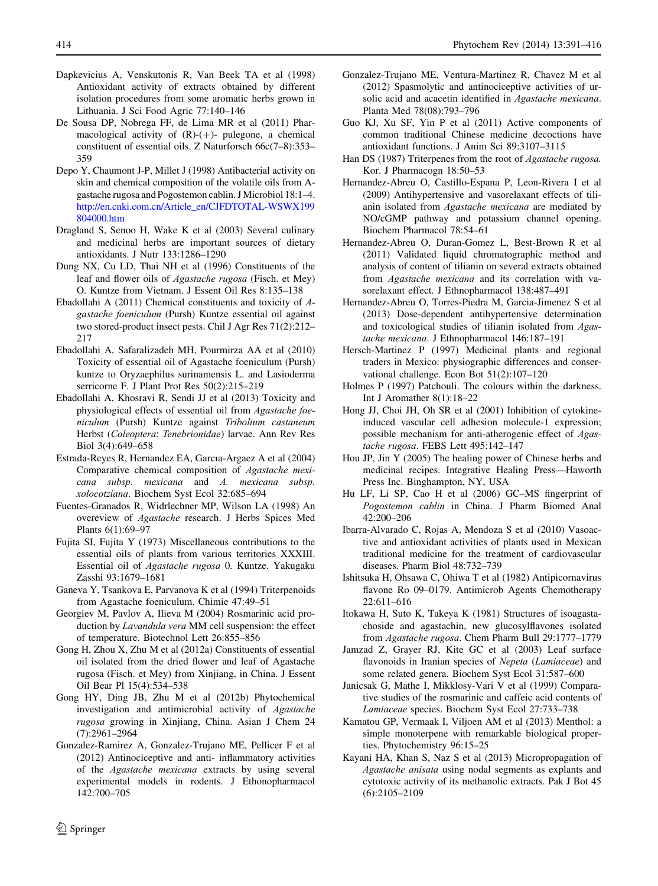Dapkevicius A, Venskutonis R, Van Beek TA et al (1998) Antioxidant activity of extracts obtained by different isolation procedures from some aromatic herbs grown in Lithuania. J Sci Food Agric 77:140–146

De Sousa DP, Nobrega FF, de Lima MR et al (2011) Pharmacological activity of (R)-(+)- pulegone, a chemical constituent of essential oils. Z Naturforsch 66c(7–8):353–359

Depo Y, Chaumont J-P, Millet J (1998) Antibacterial activity on skin and chemical composition of the volatile oils from Agastache rugosa and Pogostemon cablin. J Microbiol 18:1–4. http://en.cnki.com.cn/Article_en/CJFDTOTAL-WSWX199804000.htm

Dragland S, Senoo H, Wake K et al (2003) Several culinary and medicinal herbs are important sources of dietary antioxidants. J Nutr 133:1286–1290

Dung NX, Cu LD, Thai NH et al (1996) Constituents of the leaf and flower oils of *Agastache rugosa* (Fisch. et Mey) O. Kuntze from Vietnam. J Essent Oil Res 8:135–138

Ebadollahi A (2011) Chemical constituents and toxicity of *Agastache foeniculum* (Pursh) Kuntze essential oil against two stored-product insect pests. Chil J Agr Res 71(2):212–217

Ebadollahi A, Safaralizadeh MH, Pourmirza AA et al (2010) Toxicity of essential oil of Agastache foeniculum (Pursh) kuntze to Oryzaephilus surinamensis L. and Lasioderma serricorne F. J Plant Prot Res 50(2):215–219

Ebadollahi A, Khosravi R, Sendi JJ et al (2013) Toxicity and physiological effects of essential oil from *Agastache foeniculum* (Pursh) Kuntze against *Tribolium castaneum* Herbst (*Coleoptera*: *Tenebrionidae*) larvae. Ann Rev Res Biol 3(4):649–658

Estrada-Reyes R, Hernandez EA, Garcıa-Argaez A et al (2004) Comparative chemical composition of *Agastache mexicana subsp. mexicana* and *A. mexicana subsp. xolocotziana*. Biochem Syst Ecol 32:685–694

Fuentes-Granados R, Widrlechner MP, Wilson LA (1998) An overeview of *Agastache* research. J Herbs Spices Med Plants 6(1):69–97

Fujita SI, Fujita Y (1973) Miscellaneous contributions to the essential oils of plants from various territories XXXIII. Essential oil of *Agastache rugosa* 0. Kuntze. Yakugaku Zasshi 93:1679–1681

Ganeva Y, Tsankova E, Parvanova K et al (1994) Triterpenoids from Agastache foeniculum. Chimie 47:49–51

Georgiev M, Pavlov A, Ilieva M (2004) Rosmarinic acid production by *Lavandula vera* MM cell suspension: the effect of temperature. Biotechnol Lett 26:855–856

Gong H, Zhou X, Zhu M et al (2012a) Constituents of essential oil isolated from the dried flower and leaf of Agastache rugosa (Fisch. et Mey) from Xinjiang, in China. J Essent Oil Bear Pl 15(4):534–538

Gong HY, Ding JB, Zhu M et al (2012b) Phytochemical investigation and antimicrobial activity of *Agastache rugosa* growing in Xinjiang, China. Asian J Chem 24 (7):2961–2964

Gonzalez-Ramirez A, Gonzalez-Trujano ME, Pellicer F et al (2012) Antinociceptive and anti- inflammatory activities of the *Agastache mexicana* extracts by using several experimental models in rodents. J Ethonopharmacol 142:700–705

Gonzalez-Trujano ME, Ventura-Martinez R, Chavez M et al (2012) Spasmolytic and antinociceptive activities of ursolic acid and acacetin identified in *Agastache mexicana*. Planta Med 78(08):793–796

Guo KJ, Xu SF, Yin P et al (2011) Active components of common traditional Chinese medicine decoctions have antioxidant functions. J Anim Sci 89:3107–3115

Han DS (1987) Triterpenes from the root of *Agastache rugosa.* Kor. J Pharmacogn 18:50–53

Hernandez-Abreu O, Castillo-Espana P, Leon-Rivera I et al (2009) Antihypertensive and vasorelaxant effects of tilianin isolated from *Agastache mexicana* are mediated by NO/cGMP pathway and potassium channel opening. Biochem Pharmacol 78:54–61

Hernandez-Abreu O, Duran-Gomez L, Best-Brown R et al (2011) Validated liquid chromatographic method and analysis of content of tilianin on several extracts obtained from *Agastache mexicana* and its correlation with vasorelaxant effect. J Ethnopharmacol 138:487–491

Hernandez-Abreu O, Torres-Piedra M, Garcia-Jimenez S et al (2013) Dose-dependent antihypertensive determination and toxicological studies of tilianin isolated from *Agastache mexicana*. J Ethnopharmacol 146:187–191

Hersch-Martinez P (1997) Medicinal plants and regional traders in Mexico: physiographic differences and conservational challenge. Econ Bot 51(2):107–120

Holmes P (1997) Patchouli. The colours within the darkness. Int J Aromather 8(1):18–22

Hong JJ, Choi JH, Oh SR et al (2001) Inhibition of cytokine-induced vascular cell adhesion molecule-1 expression; possible mechanism for anti-atherogenic effect of *Agastache rugosa*. FEBS Lett 495:142–147

Hou JP, Jin Y (2005) The healing power of Chinese herbs and medicinal recipes. Integrative Healing Press—Haworth Press Inc. Binghampton, NY, USA

Hu LF, Li SP, Cao H et al (2006) GC–MS fingerprint of *Pogostemon cablin* in China. J Pharm Biomed Anal 42:200–206

Ibarra-Alvarado C, Rojas A, Mendoza S et al (2010) Vasoactive and antioxidant activities of plants used in Mexican traditional medicine for the treatment of cardiovascular diseases. Pharm Biol 48:732–739

Ishitsuka H, Ohsawa C, Ohiwa T et al (1982) Antipicornavirus flavone Ro 09–0179. Antimicrob Agents Chemotherapy 22:611–616

Itokawa H, Suto K, Takeya K (1981) Structures of isoagastachoside and agastachin, new glucosylflavones isolated from *Agastache rugosa*. Chem Pharm Bull 29:1777–1779

Jamzad Z, Grayer RJ, Kite GC et al (2003) Leaf surface flavonoids in Iranian species of *Nepeta* (*Lamiaceae*) and some related genera. Biochem Syst Ecol 31:587–600

Janicsak G, Mathe I, Mikklosy-Vari V et al (1999) Comparative studies of the rosmarinic and caffeic acid contents of *Lamiaceae* species. Biochem Syst Ecol 27:733–738

Kamatou GP, Vermaak I, Viljoen AM et al (2013) Menthol: a simple monoterpene with remarkable biological properties. Phytochemistry 96:15–25

Kayani HA, Khan S, Naz S et al (2013) Micropropagation of *Agastache anisata* using nodal segments as explants and cytotoxic activity of its methanolic extracts. Pak J Bot 45 (6):2105–2109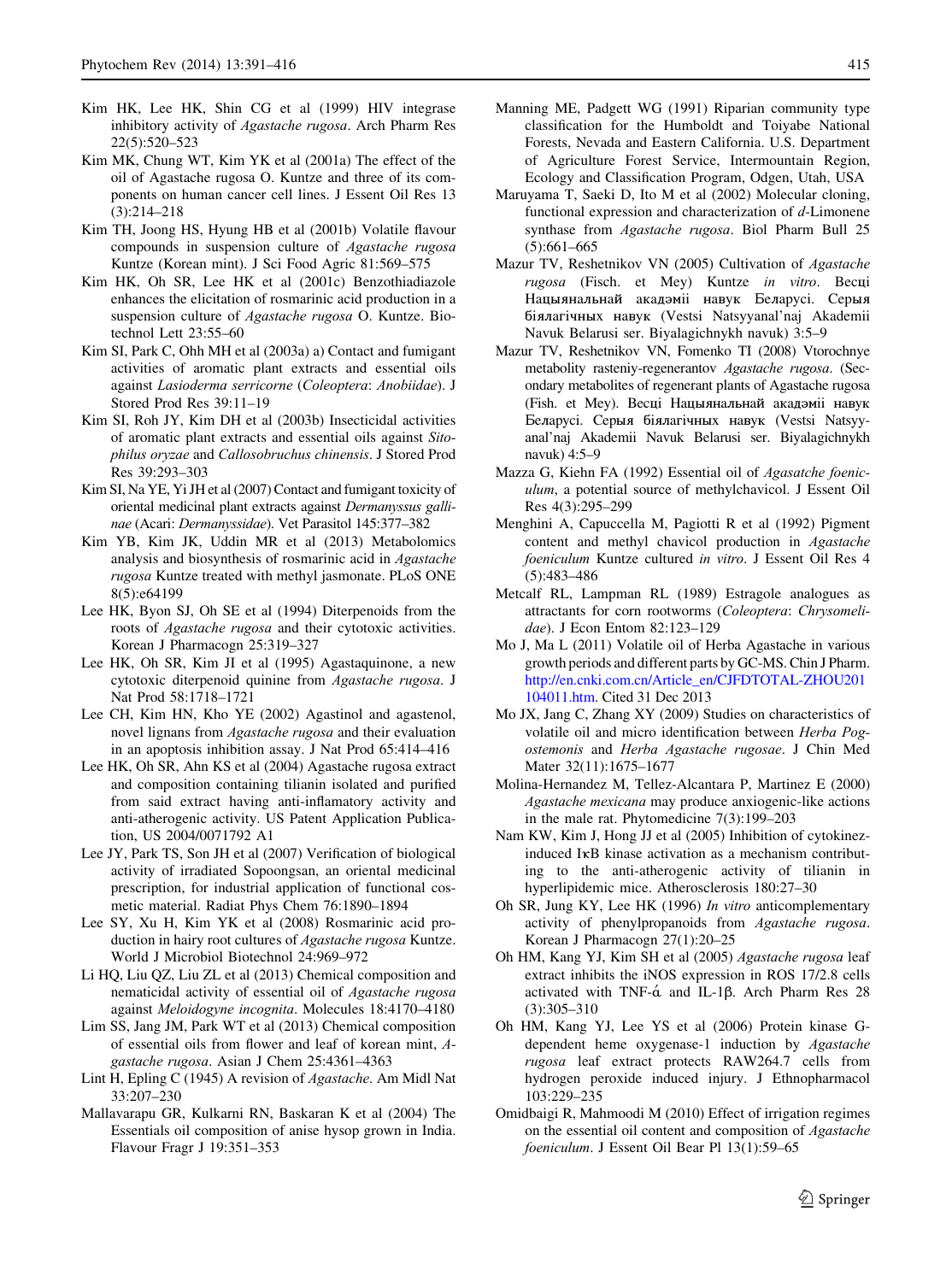Kim HK, Lee HK, Shin CG et al (1999) HIV integrase inhibitory activity of *Agastache rugosa*. Arch Pharm Res 22(5):520–523

Kim MK, Chung WT, Kim YK et al (2001a) The effect of the oil of Agastache rugosa O. Kuntze and three of its components on human cancer cell lines. J Essent Oil Res 13 (3):214–218

Kim TH, Joong HS, Hyung HB et al (2001b) Volatile flavour compounds in suspension culture of *Agastache rugosa* Kuntze (Korean mint). J Sci Food Agric 81:569–575

Kim HK, Oh SR, Lee HK et al (2001c) Benzothiadiazole enhances the elicitation of rosmarinic acid production in a suspension culture of *Agastache rugosa* O. Kuntze. Biotechnol Lett 23:55–60

Kim SI, Park C, Ohh MH et al (2003a) a) Contact and fumigant activities of aromatic plant extracts and essential oils against *Lasioderma serricorne* (*Coleoptera*: *Anobiidae*). J Stored Prod Res 39:11–19

Kim SI, Roh JY, Kim DH et al (2003b) Insecticidal activities of aromatic plant extracts and essential oils against *Sitophilus oryzae* and *Callosobruchus chinensis*. J Stored Prod Res 39:293–303

Kim SI, Na YE, Yi JH et al (2007) Contact and fumigant toxicity of oriental medicinal plant extracts against *Dermanyssus gallinae* (Acari: *Dermanyssidae*). Vet Parasitol 145:377–382

Kim YB, Kim JK, Uddin MR et al (2013) Metabolomics analysis and biosynthesis of rosmarinic acid in *Agastache rugosa* Kuntze treated with methyl jasmonate. PLoS ONE 8(5):e64199

Lee HK, Byon SJ, Oh SE et al (1994) Diterpenoids from the roots of *Agastache rugosa* and their cytotoxic activities. Korean J Pharmacogn 25:319–327

Lee HK, Oh SR, Kim JI et al (1995) Agastaquinone, a new cytotoxic diterpenoid quinine from *Agastache rugosa*. J Nat Prod 58:1718–1721

Lee CH, Kim HN, Kho YE (2002) Agastinol and agastenol, novel lignans from *Agastache rugosa* and their evaluation in an apoptosis inhibition assay. J Nat Prod 65:414–416

Lee HK, Oh SR, Ahn KS et al (2004) Agastache rugosa extract and composition containing tilianin isolated and purified from said extract having anti-inflamatory activity and anti-atherogenic activity. US Patent Application Publication, US 2004/0071792 A1

Lee JY, Park TS, Son JH et al (2007) Verification of biological activity of irradiated Sopoongsan, an oriental medicinal prescription, for industrial application of functional cosmetic material. Radiat Phys Chem 76:1890–1894

Lee SY, Xu H, Kim YK et al (2008) Rosmarinic acid production in hairy root cultures of *Agastache rugosa* Kuntze. World J Microbiol Biotechnol 24:969–972

Li HQ, Liu QZ, Liu ZL et al (2013) Chemical composition and nematicidal activity of essential oil of *Agastache rugosa* against *Meloidogyne incognita*. Molecules 18:4170–4180

Lim SS, Jang JM, Park WT et al (2013) Chemical composition of essential oils from flower and leaf of korean mint, *Agastache rugosa*. Asian J Chem 25:4361–4363

Lint H, Epling C (1945) A revision of *Agastache*. Am Midl Nat 33:207–230

Mallavarapu GR, Kulkarni RN, Baskaran K et al (2004) The Essentials oil composition of anise hysop grown in India. Flavour Fragr J 19:351–353

Manning ME, Padgett WG (1991) Riparian community type classification for the Humboldt and Toiyabe National Forests, Nevada and Eastern California. U.S. Department of Agriculture Forest Service, Intermountain Region, Ecology and Classification Program, Odgen, Utah, USA

Maruyama T, Saeki D, Ito M et al (2002) Molecular cloning, functional expression and characterization of *d*-Limonene synthase from *Agastache rugosa*. Biol Pharm Bull 25 (5):661–665

Mazur TV, Reshetnikov VN (2005) Cultivation of *Agastache rugosa* (Fisch. et Mey) Kuntze *in vitro*. Весці Нацыянальнай акадэміі навук Беларусі. Серыя біялагічных навук (Vestsi Natsyyanal'naj Akademii Navuk Belarusi ser. Biyalagichnykh navuk) 3:5–9

Mazur TV, Reshetnikov VN, Fomenko TI (2008) Vtorochnye metabolity rasteniy-regenerantov *Agastache rugosa*. (Secondary metabolites of regenerant plants of Agastache rugosa (Fish. et Mey). Весці Нацыянальнай акадэміі навук Беларусі. Серыя біялагічных навук (Vestsi Natsyyanal'naj Akademii Navuk Belarusi ser. Biyalagichnykh navuk) 4:5–9

Mazza G, Kiehn FA (1992) Essential oil of *Agasatche foeniculum*, a potential source of methylchavicol. J Essent Oil Res 4(3):295–299

Menghini A, Capuccella M, Pagiotti R et al (1992) Pigment content and methyl chavicol production in *Agastache foeniculum* Kuntze cultured *in vitro*. J Essent Oil Res 4 (5):483–486

Metcalf RL, Lampman RL (1989) Estragole analogues as attractants for corn rootworms (*Coleoptera*: *Chrysomelidae*). J Econ Entom 82:123–129

Mo J, Ma L (2011) Volatile oil of Herba Agastache in various growth periods and different parts by GC-MS. Chin J Pharm. http://en.cnki.com.cn/Article_en/CJFDTOTAL-ZHOU201104011.htm. Cited 31 Dec 2013

Mo JX, Jang C, Zhang XY (2009) Studies on characteristics of volatile oil and micro identification between *Herba Pogostemonis* and *Herba Agastache rugosae*. J Chin Med Mater 32(11):1675–1677

Molina-Hernandez M, Tellez-Alcantara P, Martinez E (2000) *Agastache mexicana* may produce anxiogenic-like actions in the male rat. Phytomedicine 7(3):199–203

Nam KW, Kim J, Hong JJ et al (2005) Inhibition of cytokinez-induced IκB kinase activation as a mechanism contributing to the anti-atherogenic activity of tilianin in hyperlipidemic mice. Atherosclerosis 180:27–30

Oh SR, Jung KY, Lee HK (1996) *In vitro* anticomplementary activity of phenylpropanoids from *Agastache rugosa*. Korean J Pharmacogn 27(1):20–25

Oh HM, Kang YJ, Kim SH et al (2005) *Agastache rugosa* leaf extract inhibits the iNOS expression in ROS 17/2.8 cells activated with TNF-ά and IL-1β. Arch Pharm Res 28 (3):305–310

Oh HM, Kang YJ, Lee YS et al (2006) Protein kinase G-dependent heme oxygenase-1 induction by *Agastache rugosa* leaf extract protects RAW264.7 cells from hydrogen peroxide induced injury. J Ethnopharmacol 103:229–235

Omidbaigi R, Mahmoodi M (2010) Effect of irrigation regimes on the essential oil content and composition of *Agastache foeniculum*. J Essent Oil Bear Pl 13(1):59–65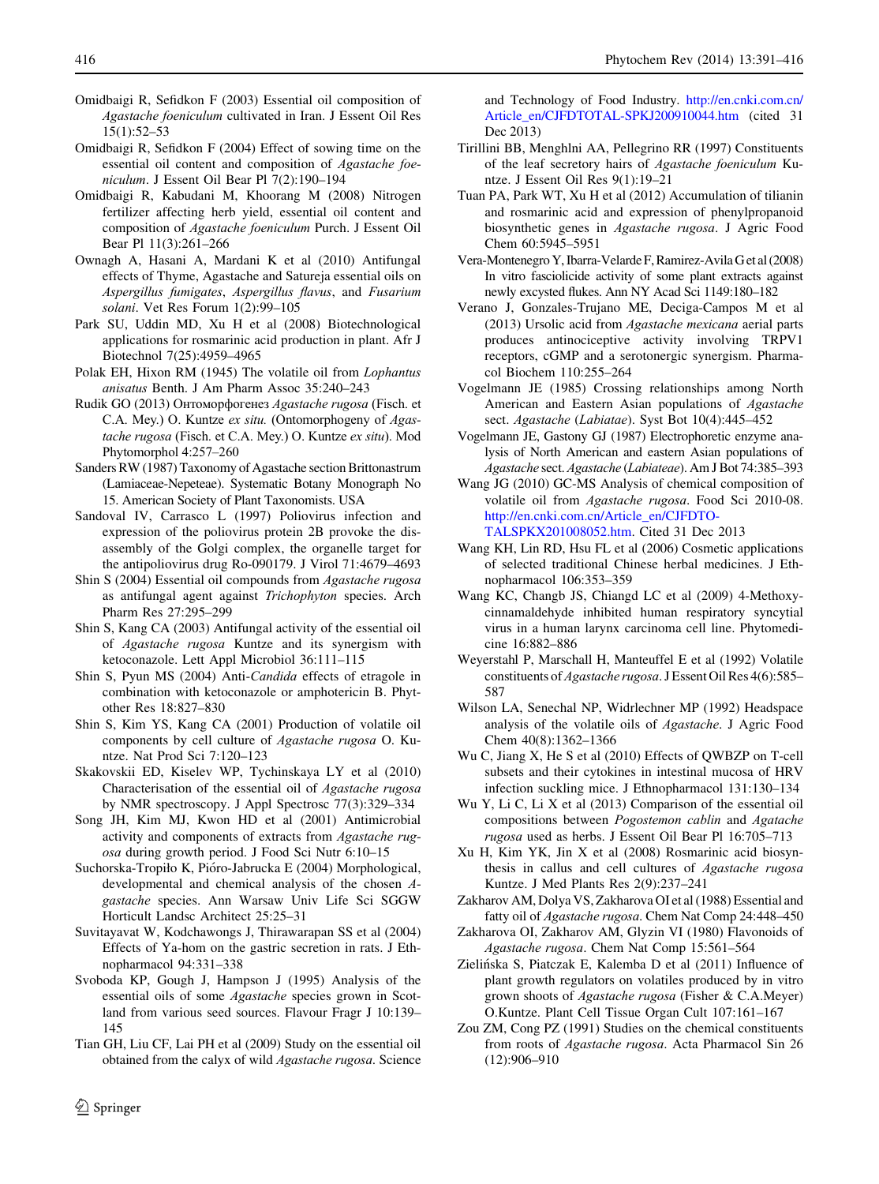Omidbaigi R, Sefidkon F (2003) Essential oil composition of *Agastache foeniculum* cultivated in Iran. J Essent Oil Res 15(1):52–53

Omidbaigi R, Sefidkon F (2004) Effect of sowing time on the essential oil content and composition of *Agastache foeniculum*. J Essent Oil Bear Pl 7(2):190–194

Omidbaigi R, Kabudani M, Khoorang M (2008) Nitrogen fertilizer affecting herb yield, essential oil content and composition of *Agastache foeniculum* Purch. J Essent Oil Bear Pl 11(3):261–266

Ownagh A, Hasani A, Mardani K et al (2010) Antifungal effects of Thyme, Agastache and Satureja essential oils on *Aspergillus fumigates*, *Aspergillus flavus*, and *Fusarium solani*. Vet Res Forum 1(2):99–105

Park SU, Uddin MD, Xu H et al (2008) Biotechnological applications for rosmarinic acid production in plant. Afr J Biotechnol 7(25):4959–4965

Polak EH, Hixon RM (1945) The volatile oil from *Lophantus anisatus* Benth. J Am Pharm Assoc 35:240–243

Rudik GO (2013) Онтоморфогенез *Agastache rugosa* (Fisch. et C.A. Mey.) O. Kuntze *ex situ.* (Ontomorphogeny of *Agastache rugosa* (Fisch. et C.A. Mey.) O. Kuntze *ex situ*). Mod Phytomorphol 4:257–260

Sanders RW (1987) Taxonomy of Agastache section Brittonastrum (Lamiaceae-Nepeteae). Systematic Botany Monograph No 15. American Society of Plant Taxonomists. USA

Sandoval IV, Carrasco L (1997) Poliovirus infection and expression of the poliovirus protein 2B provoke the disassembly of the Golgi complex, the organelle target for the antipoliovirus drug Ro-090179. J Virol 71:4679–4693

Shin S (2004) Essential oil compounds from *Agastache rugosa* as antifungal agent against *Trichophyton* species. Arch Pharm Res 27:295–299

Shin S, Kang CA (2003) Antifungal activity of the essential oil of *Agastache rugosa* Kuntze and its synergism with ketoconazole. Lett Appl Microbiol 36:111–115

Shin S, Pyun MS (2004) Anti-*Candida* effects of etragole in combination with ketoconazole or amphotericin B. Phytother Res 18:827–830

Shin S, Kim YS, Kang CA (2001) Production of volatile oil components by cell culture of *Agastache rugosa* O. Kuntze. Nat Prod Sci 7:120–123

Skakovskii ED, Kiselev WP, Tychinskaya LY et al (2010) Characterisation of the essential oil of *Agastache rugosa* by NMR spectroscopy. J Appl Spectrosc 77(3):329–334

Song JH, Kim MJ, Kwon HD et al (2001) Antimicrobial activity and components of extracts from *Agastache rugosa* during growth period. J Food Sci Nutr 6:10–15

Suchorska-Tropiło K, Pióro-Jabrucka E (2004) Morphological, developmental and chemical analysis of the chosen *Agastache* species. Ann Warsaw Univ Life Sci SGGW Horticult Landsc Architect 25:25–31

Suvitayavat W, Kodchawongs J, Thirawarapan SS et al (2004) Effects of Ya-hom on the gastric secretion in rats. J Ethnopharmacol 94:331–338

Svoboda KP, Gough J, Hampson J (1995) Analysis of the essential oils of some *Agastache* species grown in Scotland from various seed sources. Flavour Fragr J 10:139–145

Tian GH, Liu CF, Lai PH et al (2009) Study on the essential oil obtained from the calyx of wild *Agastache rugosa*. Science and Technology of Food Industry. http://en.cnki.com.cn/Article_en/CJFDTOTAL-SPKJ200910044.htm (cited 31 Dec 2013)

Tirillini BB, Menghlni AA, Pellegrino RR (1997) Constituents of the leaf secretory hairs of *Agastache foeniculum* Kuntze. J Essent Oil Res 9(1):19–21

Tuan PA, Park WT, Xu H et al (2012) Accumulation of tilianin and rosmarinic acid and expression of phenylpropanoid biosynthetic genes in *Agastache rugosa*. J Agric Food Chem 60:5945–5951

Vera-Montenegro Y, Ibarra-Velarde F, Ramirez-Avila G et al (2008) In vitro fasciolicide activity of some plant extracts against newly excysted flukes. Ann NY Acad Sci 1149:180–182

Verano J, Gonzales-Trujano ME, Deciga-Campos M et al (2013) Ursolic acid from *Agastache mexicana* aerial parts produces antinociceptive activity involving TRPV1 receptors, cGMP and a serotonergic synergism. Pharmacol Biochem 110:255–264

Vogelmann JE (1985) Crossing relationships among North American and Eastern Asian populations of *Agastache* sect. *Agastache* (*Labiatae*). Syst Bot 10(4):445–452

Vogelmann JE, Gastony GJ (1987) Electrophoretic enzyme analysis of North American and eastern Asian populations of *Agastache* sect. *Agastache* (*Labiateae*). Am J Bot 74:385–393

Wang JG (2010) GC-MS Analysis of chemical composition of volatile oil from *Agastache rugosa*. Food Sci 2010-08. http://en.cnki.com.cn/Article_en/CJFDTO-TALSPKX201008052.htm. Cited 31 Dec 2013

Wang KH, Lin RD, Hsu FL et al (2006) Cosmetic applications of selected traditional Chinese herbal medicines. J Ethnopharmacol 106:353–359

Wang KC, Changb JS, Chiangd LC et al (2009) 4-Methoxycinnamaldehyde inhibited human respiratory syncytial virus in a human larynx carcinoma cell line. Phytomedicine 16:882–886

Weyerstahl P, Marschall H, Manteuffel E et al (1992) Volatile constituents of *Agastache rugosa*. J Essent Oil Res 4(6):585–587

Wilson LA, Senechal NP, Widrlechner MP (1992) Headspace analysis of the volatile oils of *Agastache*. J Agric Food Chem 40(8):1362–1366

Wu C, Jiang X, He S et al (2010) Effects of QWBZP on T-cell subsets and their cytokines in intestinal mucosa of HRV infection suckling mice. J Ethnopharmacol 131:130–134

Wu Y, Li C, Li X et al (2013) Comparison of the essential oil compositions between *Pogostemon cablin* and *Agatache rugosa* used as herbs. J Essent Oil Bear Pl 16:705–713

Xu H, Kim YK, Jin X et al (2008) Rosmarinic acid biosynthesis in callus and cell cultures of *Agastache rugosa* Kuntze. J Med Plants Res 2(9):237–241

Zakharov AM, Dolya VS, Zakharova OI et al (1988) Essential and fatty oil of *Agastache rugosa*. Chem Nat Comp 24:448–450

Zakharova OI, Zakharov AM, Glyzin VI (1980) Flavonoids of *Agastache rugosa*. Chem Nat Comp 15:561–564

Zielińska S, Piatczak E, Kalemba D et al (2011) Influence of plant growth regulators on volatiles produced by in vitro grown shoots of *Agastache rugosa* (Fisher & C.A.Meyer) O.Kuntze. Plant Cell Tissue Organ Cult 107:161–167

Zou ZM, Cong PZ (1991) Studies on the chemical constituents from roots of *Agastache rugosa*. Acta Pharmacol Sin 26 (12):906–910